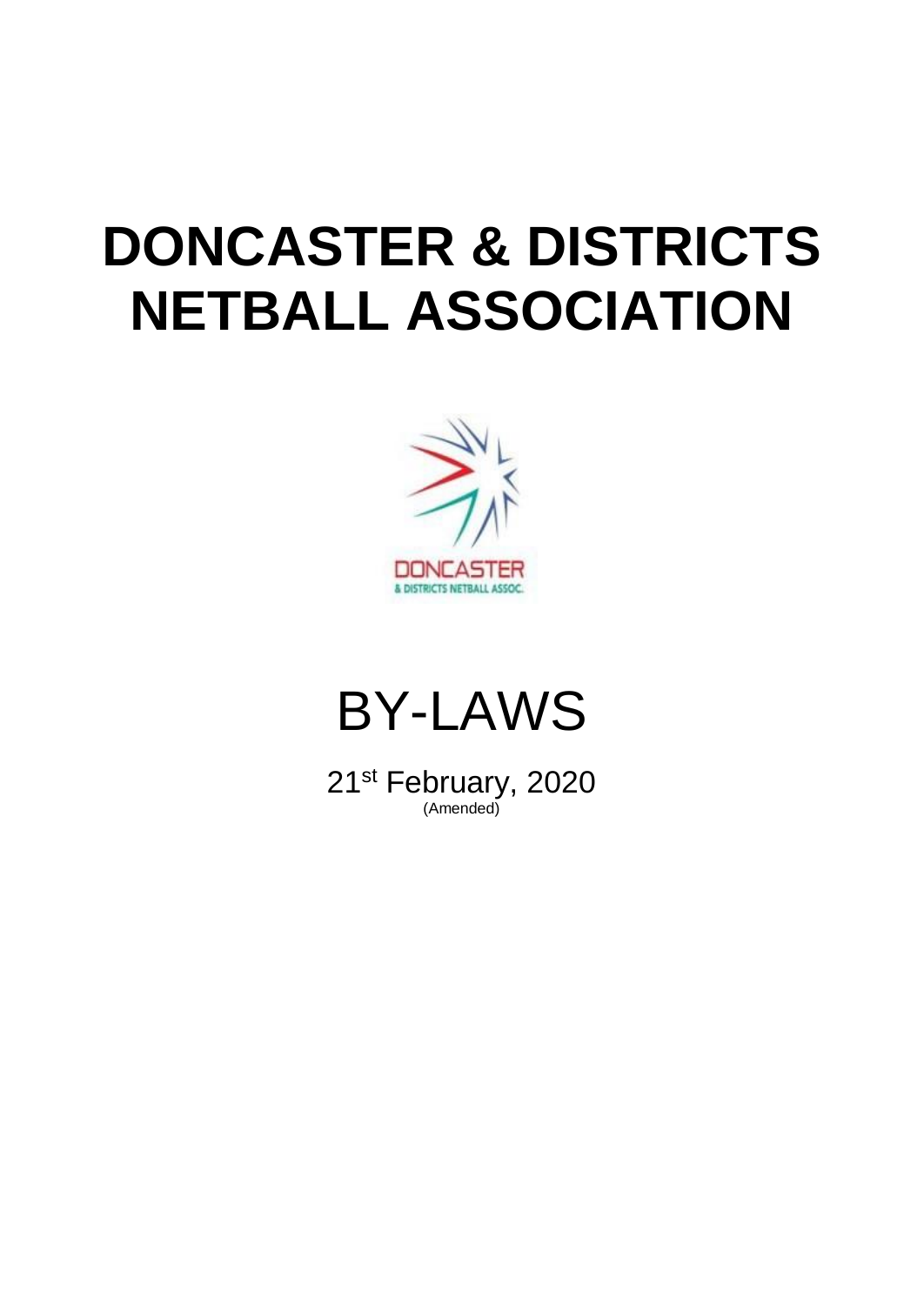# DONCASTER & DISTRICTS NETBALL ASSOCIATION

# BY-LAWS

21st February, 2020

(Amended)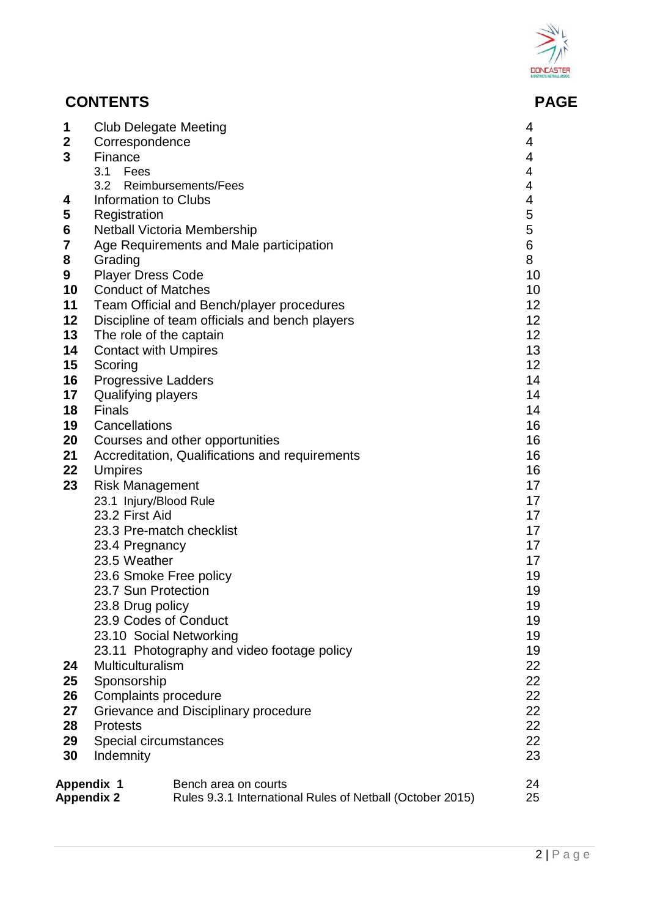## CONTENTS

| | | PAGE |
|---|---|---|
| **1** | Club Delegate Meeting | 4 |
| **2** | Correspondence | 4 |
| **3** | Finance | 4 |
| | 3.1 Fees | 4 |
| | 3.2 Reimbursements/Fees | 4 |
| **4** | Information to Clubs | 4 |
| **5** | Registration | 5 |
| **6** | Netball Victoria Membership | 5 |
| **7** | Age Requirements and Male participation | 6 |
| **8** | Grading | 8 |
| **9** | Player Dress Code | 10 |
| **10** | Conduct of Matches | 10 |
| **11** | Team Official and Bench/player procedures | 12 |
| **12** | Discipline of team officials and bench players | 12 |
| **13** | The role of the captain | 12 |
| **14** | Contact with Umpires | 13 |
| **15** | Scoring | 12 |
| **16** | Progressive Ladders | 14 |
| **17** | Qualifying players | 14 |
| **18** | Finals | 14 |
| **19** | Cancellations | 16 |
| **20** | Courses and other opportunities | 16 |
| **21** | Accreditation, Qualifications and requirements | 16 |
| **22** | Umpires | 16 |
| **23** | Risk Management | 17 |
| | 23.1 Injury/Blood Rule | 17 |
| | 23.2 First Aid | 17 |
| | 23.3 Pre-match checklist | 17 |
| | 23.4 Pregnancy | 17 |
| | 23.5 Weather | 17 |
| | 23.6 Smoke Free policy | 19 |
| | 23.7 Sun Protection | 19 |
| | 23.8 Drug policy | 19 |
| | 23.9 Codes of Conduct | 19 |
| | 23.10 Social Networking | 19 |
| | 23.11 Photography and video footage policy | 19 |
| **24** | Multiculturalism | 22 |
| **25** | Sponsorship | 22 |
| **26** | Complaints procedure | 22 |
| **27** | Grievance and Disciplinary procedure | 22 |
| **28** | Protests | 22 |
| **29** | Special circumstances | 22 |
| **30** | Indemnity | 23 |
| **Appendix 1** | Bench area on courts | 24 |
| **Appendix 2** | Rules 9.3.1 International Rules of Netball (October 2015) | 25 |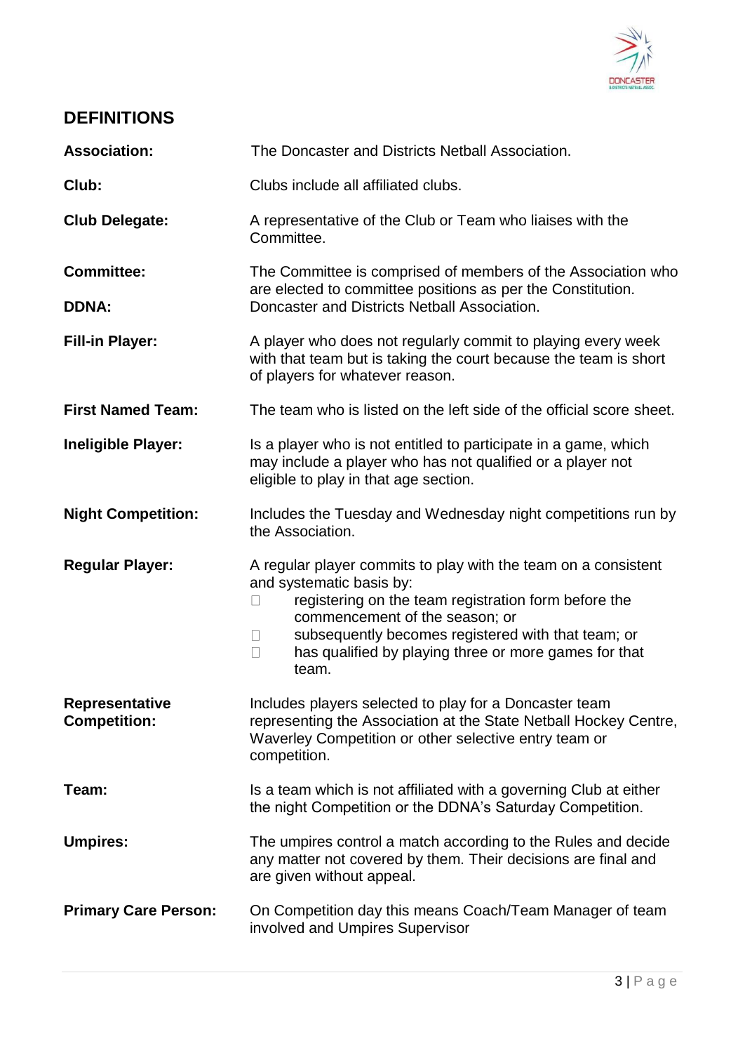## DEFINITIONS

**Association:** The Doncaster and Districts Netball Association.

**Club:** Clubs include all affiliated clubs.

**Club Delegate:** A representative of the Club or Team who liaises with the Committee.

**Committee:** The Committee is comprised of members of the Association who are elected to committee positions as per the Constitution.

**DDNA:** Doncaster and Districts Netball Association.

**Fill-in Player:** A player who does not regularly commit to playing every week with that team but is taking the court because the team is short of players for whatever reason.

**First Named Team:** The team who is listed on the left side of the official score sheet.

**Ineligible Player:** Is a player who is not entitled to participate in a game, which may include a player who has not qualified or a player not eligible to play in that age section.

**Night Competition:** Includes the Tuesday and Wednesday night competitions run by the Association.

**Regular Player:** A regular player commits to play with the team on a consistent and systematic basis by:

- registering on the team registration form before the commencement of the season; or
- subsequently becomes registered with that team; or
- has qualified by playing three or more games for that team.

**Representative Competition:** Includes players selected to play for a Doncaster team representing the Association at the State Netball Hockey Centre, Waverley Competition or other selective entry team or competition.

**Team:** Is a team which is not affiliated with a governing Club at either the night Competition or the DDNA's Saturday Competition.

**Umpires:** The umpires control a match according to the Rules and decide any matter not covered by them. Their decisions are final and are given without appeal.

**Primary Care Person:** On Competition day this means Coach/Team Manager of team involved and Umpires Supervisor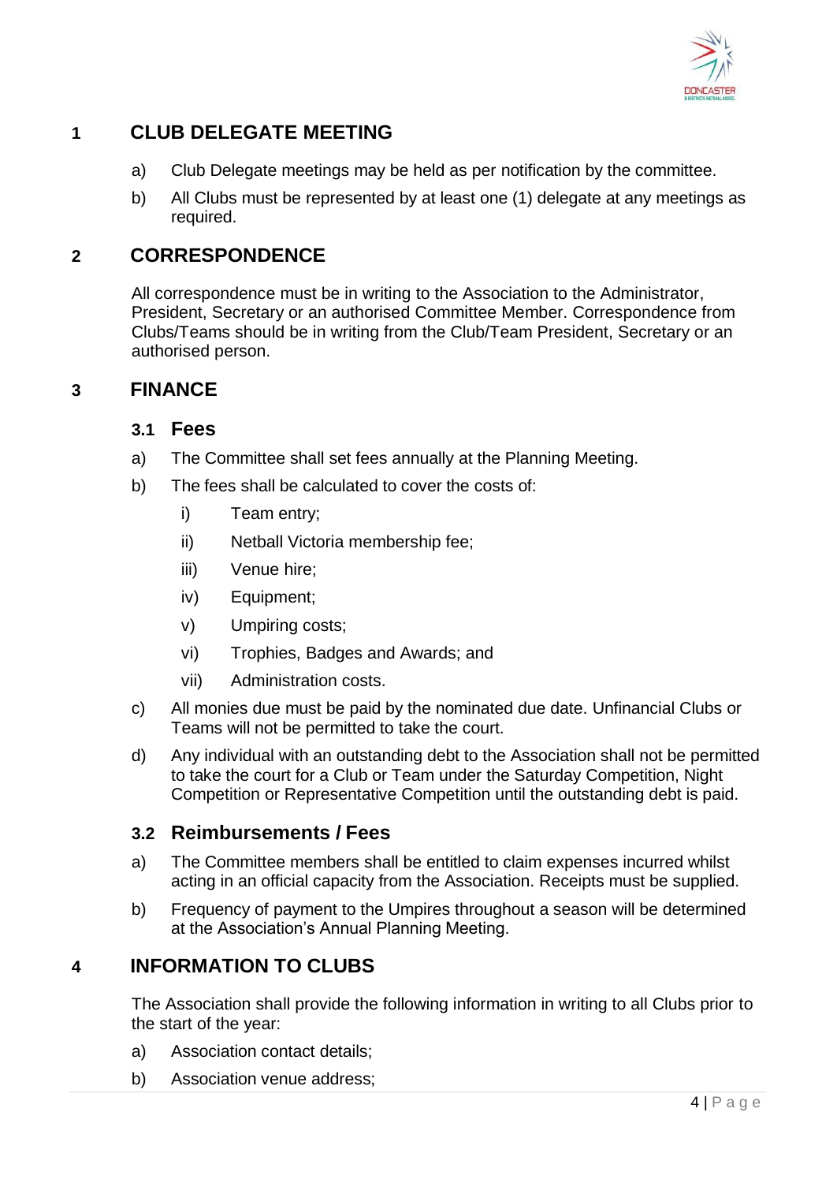## 1 CLUB DELEGATE MEETING

a) Club Delegate meetings may be held as per notification by the committee.

b) All Clubs must be represented by at least one (1) delegate at any meetings as required.

## 2 CORRESPONDENCE

All correspondence must be in writing to the Association to the Administrator, President, Secretary or an authorised Committee Member. Correspondence from Clubs/Teams should be in writing from the Club/Team President, Secretary or an authorised person.

## 3 FINANCE

### 3.1 Fees

a) The Committee shall set fees annually at the Planning Meeting.

b) The fees shall be calculated to cover the costs of:

- i) Team entry;
- ii) Netball Victoria membership fee;
- iii) Venue hire;
- iv) Equipment;
- v) Umpiring costs;
- vi) Trophies, Badges and Awards; and
- vii) Administration costs.

c) All monies due must be paid by the nominated due date. Unfinancial Clubs or Teams will not be permitted to take the court.

d) Any individual with an outstanding debt to the Association shall not be permitted to take the court for a Club or Team under the Saturday Competition, Night Competition or Representative Competition until the outstanding debt is paid.

### 3.2 Reimbursements / Fees

a) The Committee members shall be entitled to claim expenses incurred whilst acting in an official capacity from the Association. Receipts must be supplied.

b) Frequency of payment to the Umpires throughout a season will be determined at the Association's Annual Planning Meeting.

## 4 INFORMATION TO CLUBS

The Association shall provide the following information in writing to all Clubs prior to the start of the year:

a) Association contact details;

b) Association venue address;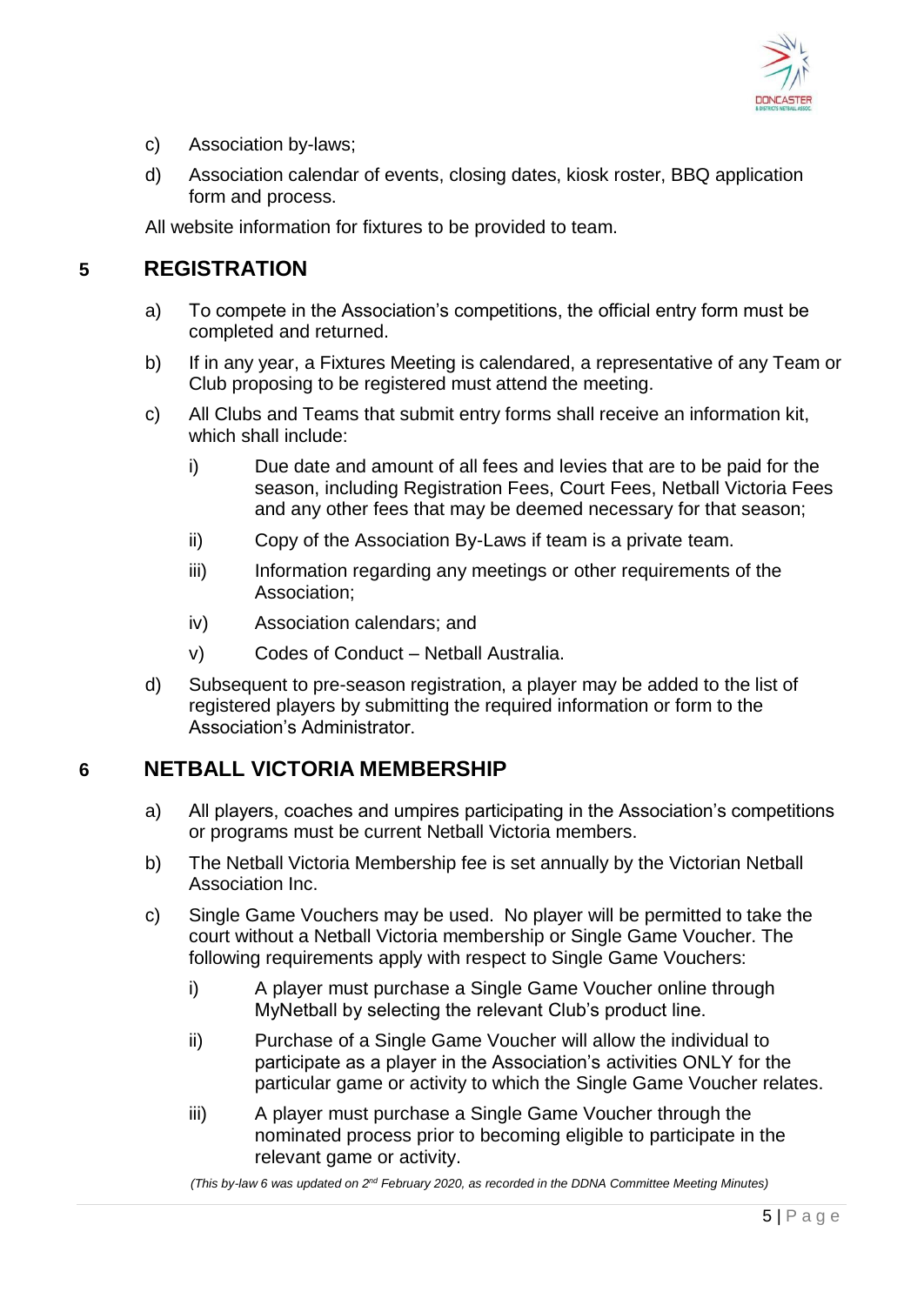c) Association by-laws;

d) Association calendar of events, closing dates, kiosk roster, BBQ application form and process.

All website information for fixtures to be provided to team.

## 5 REGISTRATION

a) To compete in the Association's competitions, the official entry form must be completed and returned.

b) If in any year, a Fixtures Meeting is calendared, a representative of any Team or Club proposing to be registered must attend the meeting.

c) All Clubs and Teams that submit entry forms shall receive an information kit, which shall include:

   i) Due date and amount of all fees and levies that are to be paid for the season, including Registration Fees, Court Fees, Netball Victoria Fees and any other fees that may be deemed necessary for that season;

   ii) Copy of the Association By-Laws if team is a private team.

   iii) Information regarding any meetings or other requirements of the Association;

   iv) Association calendars; and

   v) Codes of Conduct – Netball Australia.

d) Subsequent to pre-season registration, a player may be added to the list of registered players by submitting the required information or form to the Association's Administrator.

## 6 NETBALL VICTORIA MEMBERSHIP

a) All players, coaches and umpires participating in the Association's competitions or programs must be current Netball Victoria members.

b) The Netball Victoria Membership fee is set annually by the Victorian Netball Association Inc.

c) Single Game Vouchers may be used. No player will be permitted to take the court without a Netball Victoria membership or Single Game Voucher. The following requirements apply with respect to Single Game Vouchers:

   i) A player must purchase a Single Game Voucher online through MyNetball by selecting the relevant Club's product line.

   ii) Purchase of a Single Game Voucher will allow the individual to participate as a player in the Association's activities ONLY for the particular game or activity to which the Single Game Voucher relates.

   iii) A player must purchase a Single Game Voucher through the nominated process prior to becoming eligible to participate in the relevant game or activity.

*(This by-law 6 was updated on 2nd February 2020, as recorded in the DDNA Committee Meeting Minutes)*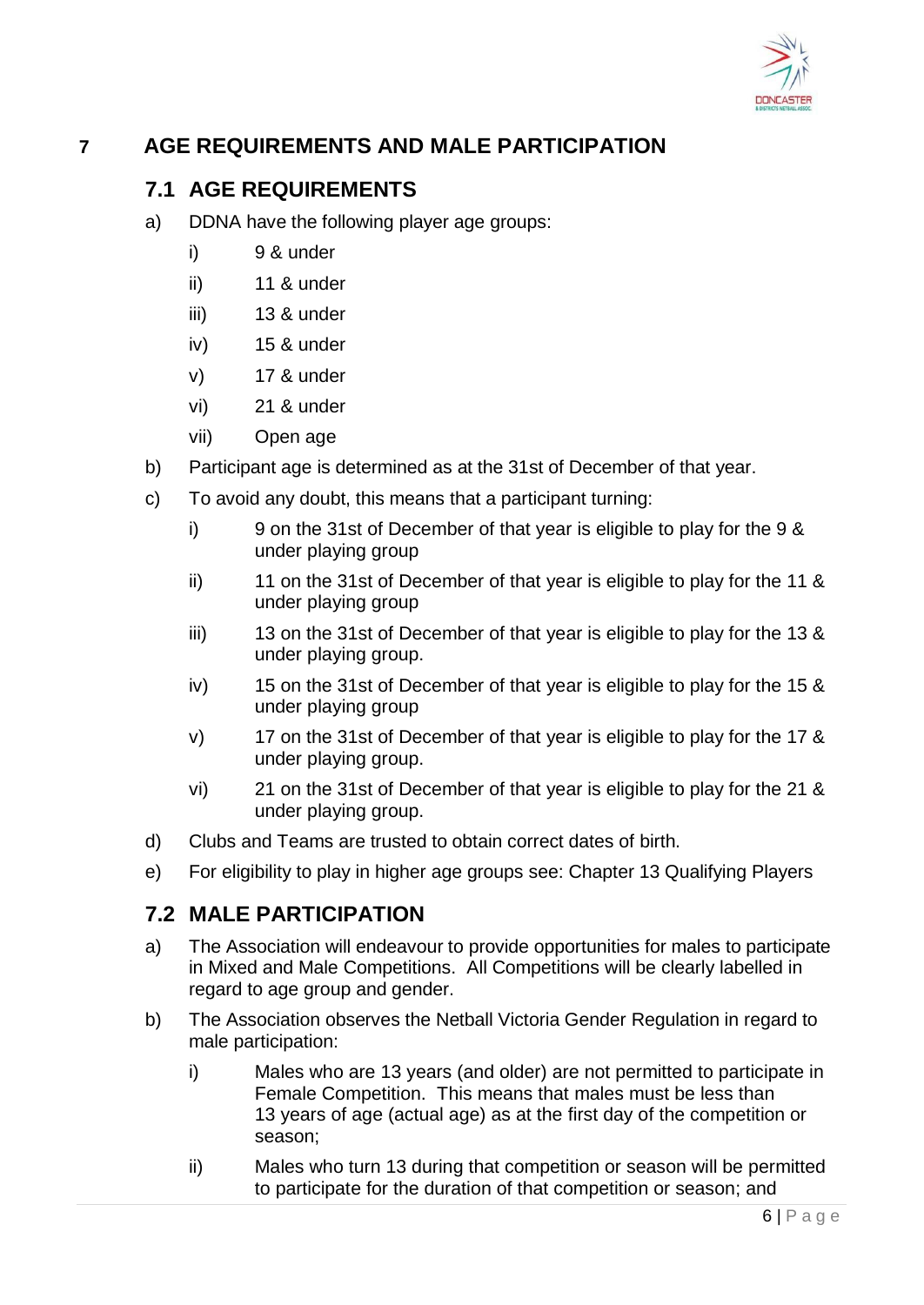# 7 AGE REQUIREMENTS AND MALE PARTICIPATION

## 7.1 AGE REQUIREMENTS

a) DDNA have the following player age groups:

  i) 9 & under

  ii) 11 & under

  iii) 13 & under

  iv) 15 & under

  v) 17 & under

  vi) 21 & under

  vii) Open age

b) Participant age is determined as at the 31st of December of that year.

c) To avoid any doubt, this means that a participant turning:

  i) 9 on the 31st of December of that year is eligible to play for the 9 & under playing group

  ii) 11 on the 31st of December of that year is eligible to play for the 11 & under playing group

  iii) 13 on the 31st of December of that year is eligible to play for the 13 & under playing group.

  iv) 15 on the 31st of December of that year is eligible to play for the 15 & under playing group

  v) 17 on the 31st of December of that year is eligible to play for the 17 & under playing group.

  vi) 21 on the 31st of December of that year is eligible to play for the 21 & under playing group.

d) Clubs and Teams are trusted to obtain correct dates of birth.

e) For eligibility to play in higher age groups see: Chapter 13 Qualifying Players

## 7.2 MALE PARTICIPATION

a) The Association will endeavour to provide opportunities for males to participate in Mixed and Male Competitions. All Competitions will be clearly labelled in regard to age group and gender.

b) The Association observes the Netball Victoria Gender Regulation in regard to male participation:

  i) Males who are 13 years (and older) are not permitted to participate in Female Competition. This means that males must be less than 13 years of age (actual age) as at the first day of the competition or season;

  ii) Males who turn 13 during that competition or season will be permitted to participate for the duration of that competition or season; and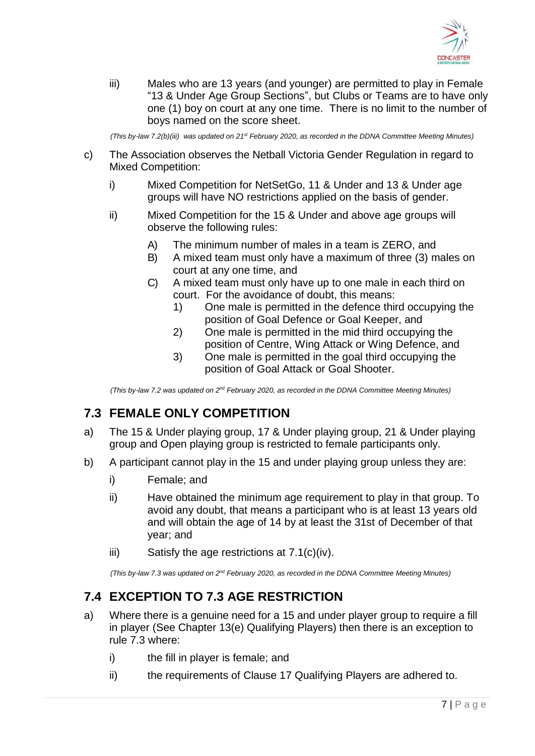iii) Males who are 13 years (and younger) are permitted to play in Female "13 & Under Age Group Sections", but Clubs or Teams are to have only one (1) boy on court at any one time. There is no limit to the number of boys named on the score sheet.

*(This by-law 7.2(b)(iii) was updated on 21st February 2020, as recorded in the DDNA Committee Meeting Minutes)*

c) The Association observes the Netball Victoria Gender Regulation in regard to Mixed Competition:

i) Mixed Competition for NetSetGo, 11 & Under and 13 & Under age groups will have NO restrictions applied on the basis of gender.

ii) Mixed Competition for the 15 & Under and above age groups will observe the following rules:

A) The minimum number of males in a team is ZERO, and
B) A mixed team must only have a maximum of three (3) males on court at any one time, and
C) A mixed team must only have up to one male in each third on court. For the avoidance of doubt, this means:
1) One male is permitted in the defence third occupying the position of Goal Defence or Goal Keeper, and
2) One male is permitted in the mid third occupying the position of Centre, Wing Attack or Wing Defence, and
3) One male is permitted in the goal third occupying the position of Goal Attack or Goal Shooter.

*(This by-law 7.2 was updated on 2nd February 2020, as recorded in the DDNA Committee Meeting Minutes)*

## 7.3 FEMALE ONLY COMPETITION

a) The 15 & Under playing group, 17 & Under playing group, 21 & Under playing group and Open playing group is restricted to female participants only.

b) A participant cannot play in the 15 and under playing group unless they are:

i) Female; and

ii) Have obtained the minimum age requirement to play in that group. To avoid any doubt, that means a participant who is at least 13 years old and will obtain the age of 14 by at least the 31st of December of that year; and

iii) Satisfy the age restrictions at 7.1(c)(iv).

*(This by-law 7.3 was updated on 2nd February 2020, as recorded in the DDNA Committee Meeting Minutes)*

## 7.4 EXCEPTION TO 7.3 AGE RESTRICTION

a) Where there is a genuine need for a 15 and under player group to require a fill in player (See Chapter 13(e) Qualifying Players) then there is an exception to rule 7.3 where:

i) the fill in player is female; and

ii) the requirements of Clause 17 Qualifying Players are adhered to.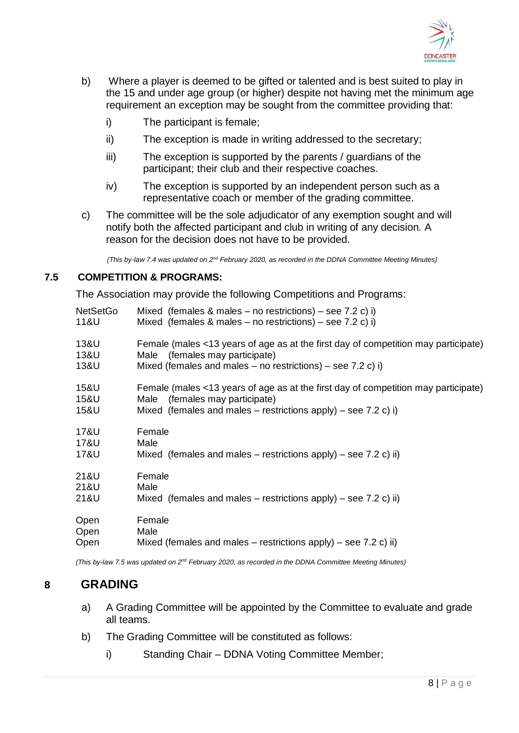b) Where a player is deemed to be gifted or talented and is best suited to play in the 15 and under age group (or higher) despite not having met the minimum age requirement an exception may be sought from the committee providing that:

   i) The participant is female;

   ii) The exception is made in writing addressed to the secretary;

   iii) The exception is supported by the parents / guardians of the participant; their club and their respective coaches.

   iv) The exception is supported by an independent person such as a representative coach or member of the grading committee.

c) The committee will be the sole adjudicator of any exemption sought and will notify both the affected participant and club in writing of any decision. A reason for the decision does not have to be provided.

*(This by-law 7.4 was updated on 2nd February 2020, as recorded in the DDNA Committee Meeting Minutes)*

### 7.5 COMPETITION & PROGRAMS:

The Association may provide the following Competitions and Programs:

| | |
|---|---|
| NetSetGo | Mixed (females & males – no restrictions) – see 7.2 c) i) |
| 11&U | Mixed (females & males – no restrictions) – see 7.2 c) i) |
| 13&U | Female (males <13 years of age as at the first day of competition may participate) |
| 13&U | Male (females may participate) |
| 13&U | Mixed (females and males – no restrictions) – see 7.2 c) i) |
| 15&U | Female (males <13 years of age as at the first day of competition may participate) |
| 15&U | Male (females may participate) |
| 15&U | Mixed (females and males – restrictions apply) – see 7.2 c) i) |
| 17&U | Female |
| 17&U | Male |
| 17&U | Mixed (females and males – restrictions apply) – see 7.2 c) ii) |
| 21&U | Female |
| 21&U | Male |
| 21&U | Mixed (females and males – restrictions apply) – see 7.2 c) ii) |
| Open | Female |
| Open | Male |
| Open | Mixed (females and males – restrictions apply) – see 7.2 c) ii) |

*(This by-law 7.5 was updated on 2nd February 2020, as recorded in the DDNA Committee Meeting Minutes)*

## 8 GRADING

a) A Grading Committee will be appointed by the Committee to evaluate and grade all teams.

b) The Grading Committee will be constituted as follows:

   i) Standing Chair – DDNA Voting Committee Member;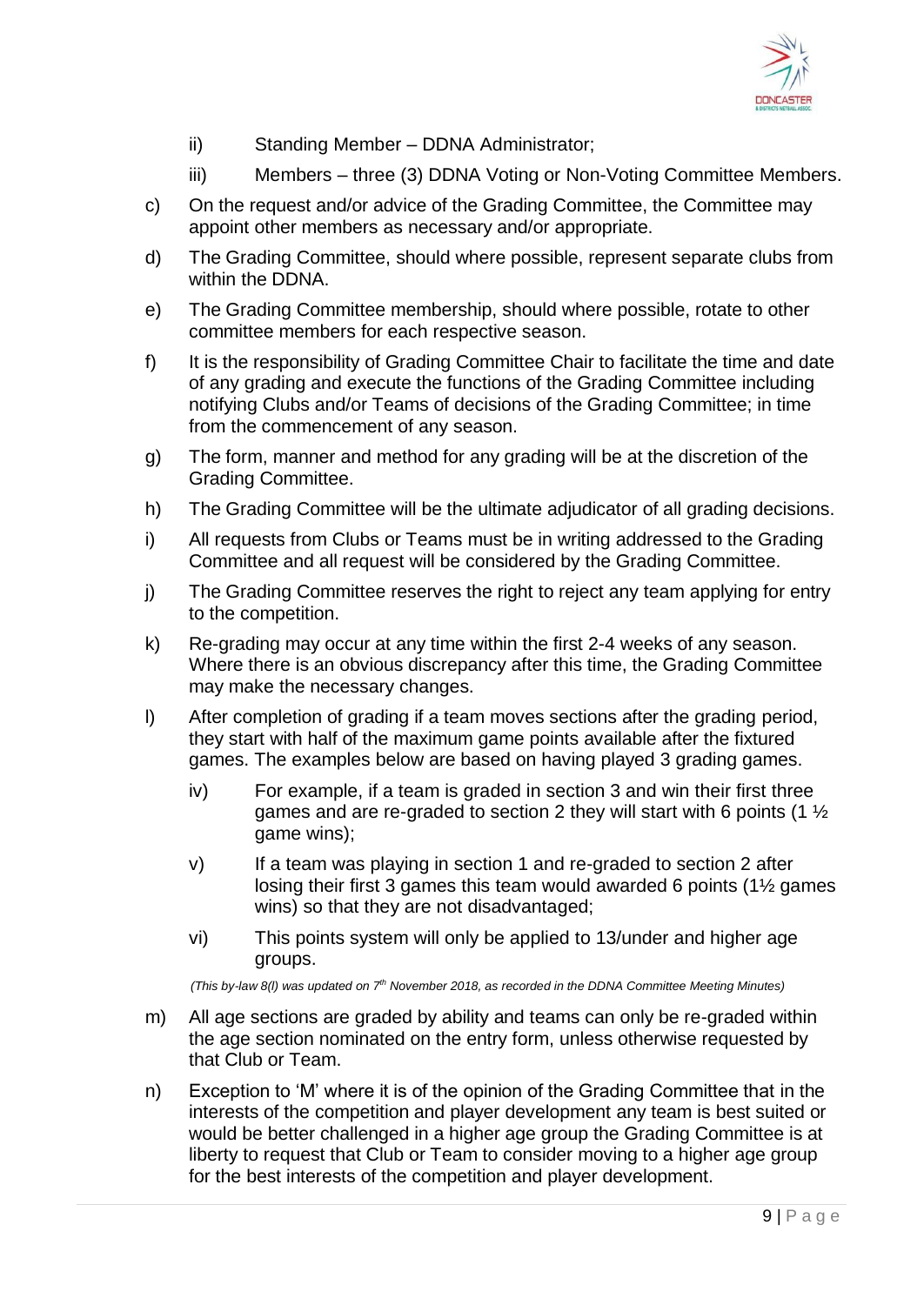ii) Standing Member – DDNA Administrator;

iii) Members – three (3) DDNA Voting or Non-Voting Committee Members.

c) On the request and/or advice of the Grading Committee, the Committee may appoint other members as necessary and/or appropriate.

d) The Grading Committee, should where possible, represent separate clubs from within the DDNA.

e) The Grading Committee membership, should where possible, rotate to other committee members for each respective season.

f) It is the responsibility of Grading Committee Chair to facilitate the time and date of any grading and execute the functions of the Grading Committee including notifying Clubs and/or Teams of decisions of the Grading Committee; in time from the commencement of any season.

g) The form, manner and method for any grading will be at the discretion of the Grading Committee.

h) The Grading Committee will be the ultimate adjudicator of all grading decisions.

i) All requests from Clubs or Teams must be in writing addressed to the Grading Committee and all request will be considered by the Grading Committee.

j) The Grading Committee reserves the right to reject any team applying for entry to the competition.

k) Re-grading may occur at any time within the first 2-4 weeks of any season. Where there is an obvious discrepancy after this time, the Grading Committee may make the necessary changes.

l) After completion of grading if a team moves sections after the grading period, they start with half of the maximum game points available after the fixtured games. The examples below are based on having played 3 grading games.

   iv) For example, if a team is graded in section 3 and win their first three games and are re-graded to section 2 they will start with 6 points (1 ½ game wins);

   v) If a team was playing in section 1 and re-graded to section 2 after losing their first 3 games this team would awarded 6 points (1½ games wins) so that they are not disadvantaged;

   vi) This points system will only be applied to 13/under and higher age groups.

*(This by-law 8(l) was updated on 7th November 2018, as recorded in the DDNA Committee Meeting Minutes)*

m) All age sections are graded by ability and teams can only be re-graded within the age section nominated on the entry form, unless otherwise requested by that Club or Team.

n) Exception to 'M' where it is of the opinion of the Grading Committee that in the interests of the competition and player development any team is best suited or would be better challenged in a higher age group the Grading Committee is at liberty to request that Club or Team to consider moving to a higher age group for the best interests of the competition and player development.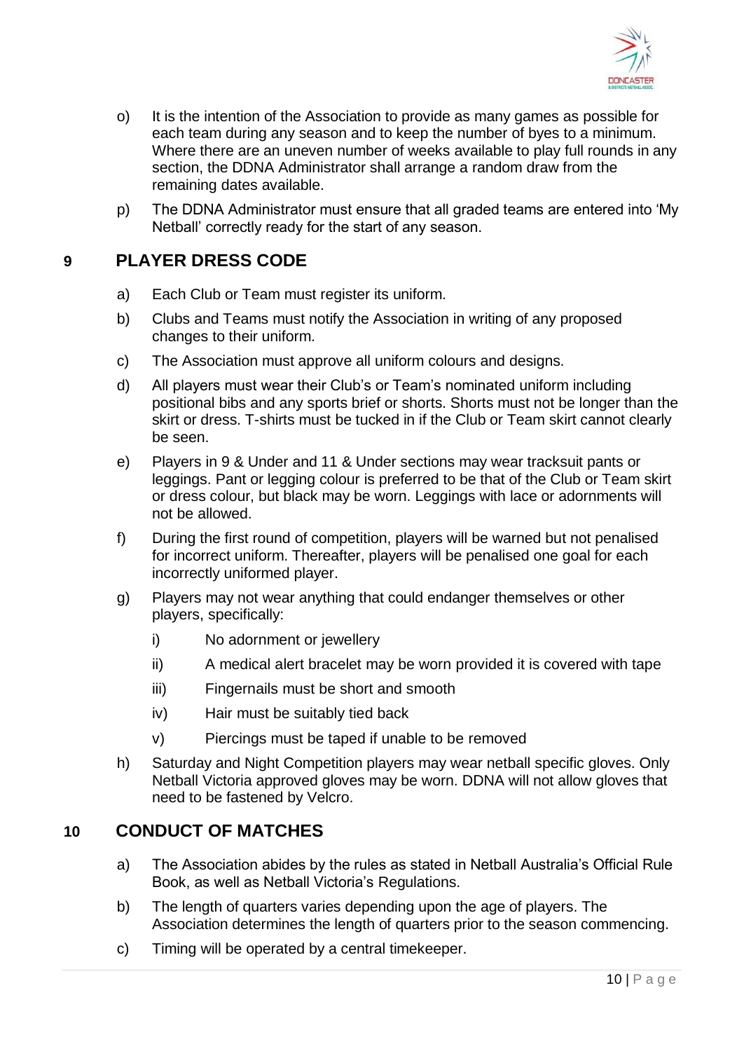o) It is the intention of the Association to provide as many games as possible for each team during any season and to keep the number of byes to a minimum. Where there are an uneven number of weeks available to play full rounds in any section, the DDNA Administrator shall arrange a random draw from the remaining dates available.

p) The DDNA Administrator must ensure that all graded teams are entered into 'My Netball' correctly ready for the start of any season.

## 9 PLAYER DRESS CODE

a) Each Club or Team must register its uniform.

b) Clubs and Teams must notify the Association in writing of any proposed changes to their uniform.

c) The Association must approve all uniform colours and designs.

d) All players must wear their Club's or Team's nominated uniform including positional bibs and any sports brief or shorts. Shorts must not be longer than the skirt or dress. T-shirts must be tucked in if the Club or Team skirt cannot clearly be seen.

e) Players in 9 & Under and 11 & Under sections may wear tracksuit pants or leggings. Pant or legging colour is preferred to be that of the Club or Team skirt or dress colour, but black may be worn. Leggings with lace or adornments will not be allowed.

f) During the first round of competition, players will be warned but not penalised for incorrect uniform. Thereafter, players will be penalised one goal for each incorrectly uniformed player.

g) Players may not wear anything that could endanger themselves or other players, specifically:

   i) No adornment or jewellery
   
   ii) A medical alert bracelet may be worn provided it is covered with tape
   
   iii) Fingernails must be short and smooth
   
   iv) Hair must be suitably tied back
   
   v) Piercings must be taped if unable to be removed

h) Saturday and Night Competition players may wear netball specific gloves. Only Netball Victoria approved gloves may be worn. DDNA will not allow gloves that need to be fastened by Velcro.

## 10 CONDUCT OF MATCHES

a) The Association abides by the rules as stated in Netball Australia's Official Rule Book, as well as Netball Victoria's Regulations.

b) The length of quarters varies depending upon the age of players. The Association determines the length of quarters prior to the season commencing.

c) Timing will be operated by a central timekeeper.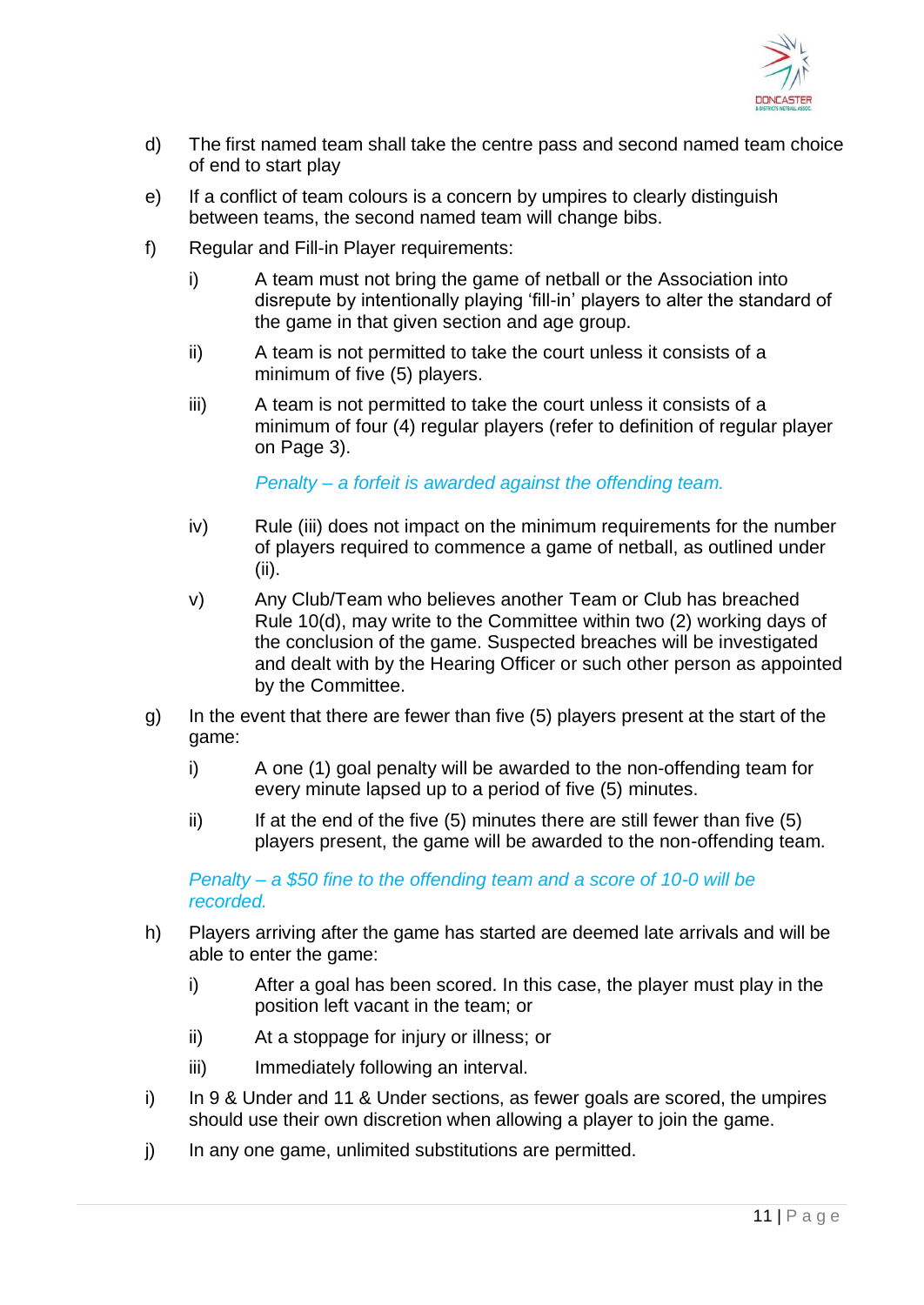d) The first named team shall take the centre pass and second named team choice of end to start play

e) If a conflict of team colours is a concern by umpires to clearly distinguish between teams, the second named team will change bibs.

f) Regular and Fill-in Player requirements:

   i) A team must not bring the game of netball or the Association into disrepute by intentionally playing 'fill-in' players to alter the standard of the game in that given section and age group.

   ii) A team is not permitted to take the court unless it consists of a minimum of five (5) players.

   iii) A team is not permitted to take the court unless it consists of a minimum of four (4) regular players (refer to definition of regular player on Page 3).

   *Penalty – a forfeit is awarded against the offending team.*

   iv) Rule (iii) does not impact on the minimum requirements for the number of players required to commence a game of netball, as outlined under (ii).

   v) Any Club/Team who believes another Team or Club has breached Rule 10(d), may write to the Committee within two (2) working days of the conclusion of the game. Suspected breaches will be investigated and dealt with by the Hearing Officer or such other person as appointed by the Committee.

g) In the event that there are fewer than five (5) players present at the start of the game:

   i) A one (1) goal penalty will be awarded to the non-offending team for every minute lapsed up to a period of five (5) minutes.

   ii) If at the end of the five (5) minutes there are still fewer than five (5) players present, the game will be awarded to the non-offending team.

   *Penalty – a $50 fine to the offending team and a score of 10-0 will be recorded.*

h) Players arriving after the game has started are deemed late arrivals and will be able to enter the game:

   i) After a goal has been scored. In this case, the player must play in the position left vacant in the team; or

   ii) At a stoppage for injury or illness; or

   iii) Immediately following an interval.

i) In 9 & Under and 11 & Under sections, as fewer goals are scored, the umpires should use their own discretion when allowing a player to join the game.

j) In any one game, unlimited substitutions are permitted.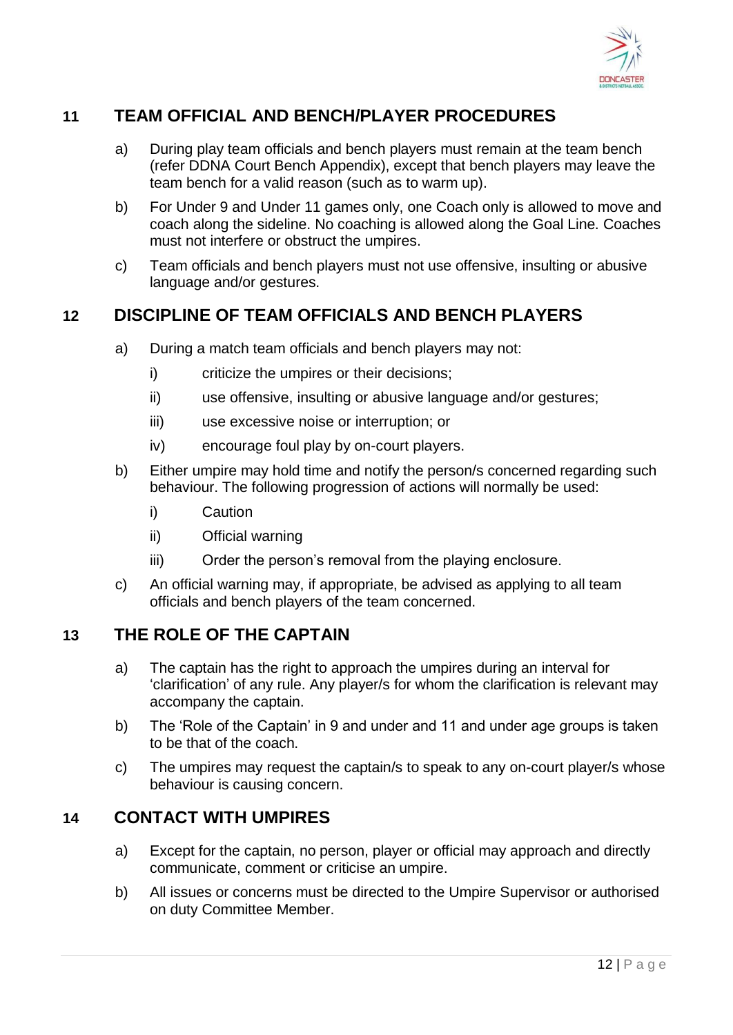## 11 TEAM OFFICIAL AND BENCH/PLAYER PROCEDURES

a) During play team officials and bench players must remain at the team bench (refer DDNA Court Bench Appendix), except that bench players may leave the team bench for a valid reason (such as to warm up).

b) For Under 9 and Under 11 games only, one Coach only is allowed to move and coach along the sideline. No coaching is allowed along the Goal Line. Coaches must not interfere or obstruct the umpires.

c) Team officials and bench players must not use offensive, insulting or abusive language and/or gestures.

## 12 DISCIPLINE OF TEAM OFFICIALS AND BENCH PLAYERS

a) During a match team officials and bench players may not:

   i) criticize the umpires or their decisions;

   ii) use offensive, insulting or abusive language and/or gestures;

   iii) use excessive noise or interruption; or

   iv) encourage foul play by on-court players.

b) Either umpire may hold time and notify the person/s concerned regarding such behaviour. The following progression of actions will normally be used:

   i) Caution

   ii) Official warning

   iii) Order the person's removal from the playing enclosure.

c) An official warning may, if appropriate, be advised as applying to all team officials and bench players of the team concerned.

## 13 THE ROLE OF THE CAPTAIN

a) The captain has the right to approach the umpires during an interval for 'clarification' of any rule. Any player/s for whom the clarification is relevant may accompany the captain.

b) The 'Role of the Captain' in 9 and under and 11 and under age groups is taken to be that of the coach.

c) The umpires may request the captain/s to speak to any on-court player/s whose behaviour is causing concern.

## 14 CONTACT WITH UMPIRES

a) Except for the captain, no person, player or official may approach and directly communicate, comment or criticise an umpire.

b) All issues or concerns must be directed to the Umpire Supervisor or authorised on duty Committee Member.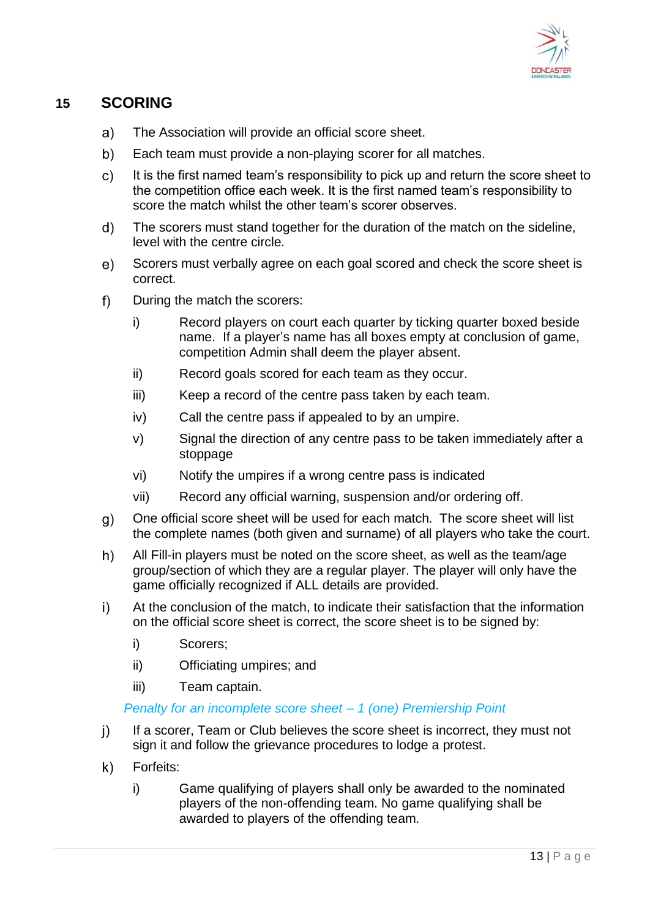## 15 SCORING

a) The Association will provide an official score sheet.

b) Each team must provide a non-playing scorer for all matches.

c) It is the first named team's responsibility to pick up and return the score sheet to the competition office each week. It is the first named team's responsibility to score the match whilst the other team's scorer observes.

d) The scorers must stand together for the duration of the match on the sideline, level with the centre circle.

e) Scorers must verbally agree on each goal scored and check the score sheet is correct.

f) During the match the scorers:

   i) Record players on court each quarter by ticking quarter boxed beside name. If a player's name has all boxes empty at conclusion of game, competition Admin shall deem the player absent.

   ii) Record goals scored for each team as they occur.

   iii) Keep a record of the centre pass taken by each team.

   iv) Call the centre pass if appealed to by an umpire.

   v) Signal the direction of any centre pass to be taken immediately after a stoppage

   vi) Notify the umpires if a wrong centre pass is indicated

   vii) Record any official warning, suspension and/or ordering off.

g) One official score sheet will be used for each match. The score sheet will list the complete names (both given and surname) of all players who take the court.

h) All Fill-in players must be noted on the score sheet, as well as the team/age group/section of which they are a regular player. The player will only have the game officially recognized if ALL details are provided.

i) At the conclusion of the match, to indicate their satisfaction that the information on the official score sheet is correct, the score sheet is to be signed by:

   i) Scorers;

   ii) Officiating umpires; and

   iii) Team captain.

   *Penalty for an incomplete score sheet – 1 (one) Premiership Point*

j) If a scorer, Team or Club believes the score sheet is incorrect, they must not sign it and follow the grievance procedures to lodge a protest.

k) Forfeits:

   i) Game qualifying of players shall only be awarded to the nominated players of the non-offending team. No game qualifying shall be awarded to players of the offending team.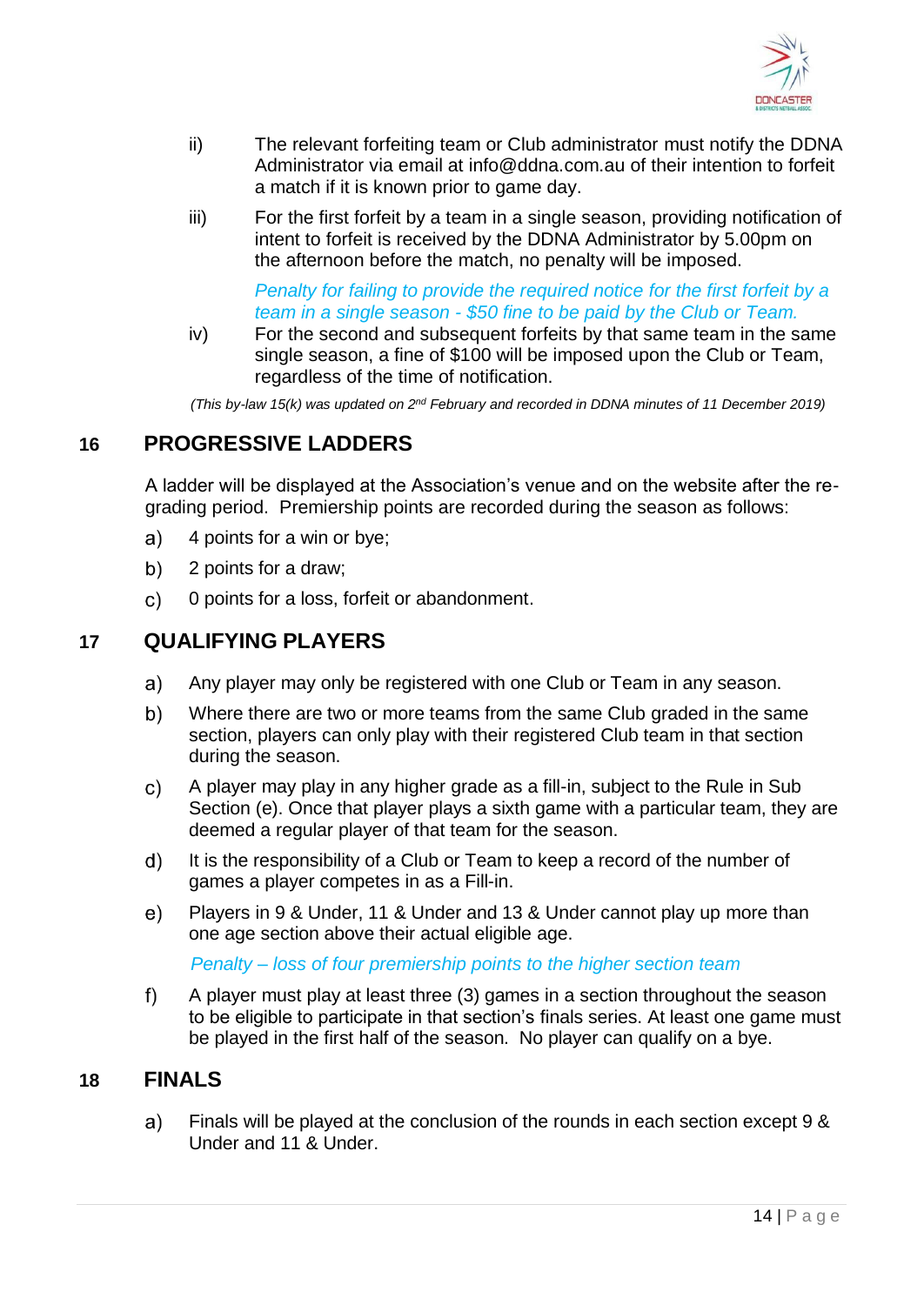ii) The relevant forfeiting team or Club administrator must notify the DDNA Administrator via email at info@ddna.com.au of their intention to forfeit a match if it is known prior to game day.

iii) For the first forfeit by a team in a single season, providing notification of intent to forfeit is received by the DDNA Administrator by 5.00pm on the afternoon before the match, no penalty will be imposed.

*Penalty for failing to provide the required notice for the first forfeit by a team in a single season - $50 fine to be paid by the Club or Team.*

iv) For the second and subsequent forfeits by that same team in the same single season, a fine of $100 will be imposed upon the Club or Team, regardless of the time of notification.

*(This by-law 15(k) was updated on 2nd February and recorded in DDNA minutes of 11 December 2019)*

## 16 PROGRESSIVE LADDERS

A ladder will be displayed at the Association's venue and on the website after the re-grading period. Premiership points are recorded during the season as follows:

a) 4 points for a win or bye;

b) 2 points for a draw;

c) 0 points for a loss, forfeit or abandonment.

## 17 QUALIFYING PLAYERS

a) Any player may only be registered with one Club or Team in any season.

b) Where there are two or more teams from the same Club graded in the same section, players can only play with their registered Club team in that section during the season.

c) A player may play in any higher grade as a fill-in, subject to the Rule in Sub Section (e). Once that player plays a sixth game with a particular team, they are deemed a regular player of that team for the season.

d) It is the responsibility of a Club or Team to keep a record of the number of games a player competes in as a Fill-in.

e) Players in 9 & Under, 11 & Under and 13 & Under cannot play up more than one age section above their actual eligible age.

*Penalty – loss of four premiership points to the higher section team*

f) A player must play at least three (3) games in a section throughout the season to be eligible to participate in that section's finals series. At least one game must be played in the first half of the season. No player can qualify on a bye.

## 18 FINALS

a) Finals will be played at the conclusion of the rounds in each section except 9 & Under and 11 & Under.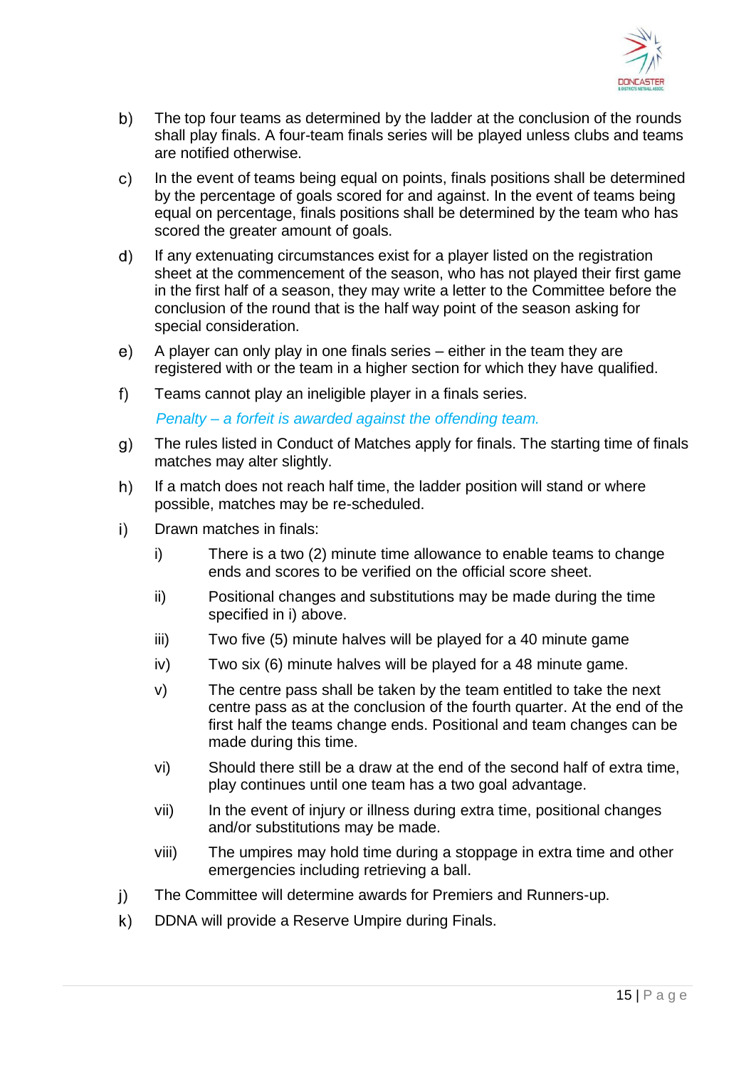b) The top four teams as determined by the ladder at the conclusion of the rounds shall play finals. A four-team finals series will be played unless clubs and teams are notified otherwise.

c) In the event of teams being equal on points, finals positions shall be determined by the percentage of goals scored for and against. In the event of teams being equal on percentage, finals positions shall be determined by the team who has scored the greater amount of goals.

d) If any extenuating circumstances exist for a player listed on the registration sheet at the commencement of the season, who has not played their first game in the first half of a season, they may write a letter to the Committee before the conclusion of the round that is the half way point of the season asking for special consideration.

e) A player can only play in one finals series – either in the team they are registered with or the team in a higher section for which they have qualified.

f) Teams cannot play an ineligible player in a finals series.

*Penalty – a forfeit is awarded against the offending team.*

g) The rules listed in Conduct of Matches apply for finals. The starting time of finals matches may alter slightly.

h) If a match does not reach half time, the ladder position will stand or where possible, matches may be re-scheduled.

i) Drawn matches in finals:

    i) There is a two (2) minute time allowance to enable teams to change ends and scores to be verified on the official score sheet.

    ii) Positional changes and substitutions may be made during the time specified in i) above.

    iii) Two five (5) minute halves will be played for a 40 minute game

    iv) Two six (6) minute halves will be played for a 48 minute game.

    v) The centre pass shall be taken by the team entitled to take the next centre pass as at the conclusion of the fourth quarter. At the end of the first half the teams change ends. Positional and team changes can be made during this time.

    vi) Should there still be a draw at the end of the second half of extra time, play continues until one team has a two goal advantage.

    vii) In the event of injury or illness during extra time, positional changes and/or substitutions may be made.

    viii) The umpires may hold time during a stoppage in extra time and other emergencies including retrieving a ball.

j) The Committee will determine awards for Premiers and Runners-up.

k) DDNA will provide a Reserve Umpire during Finals.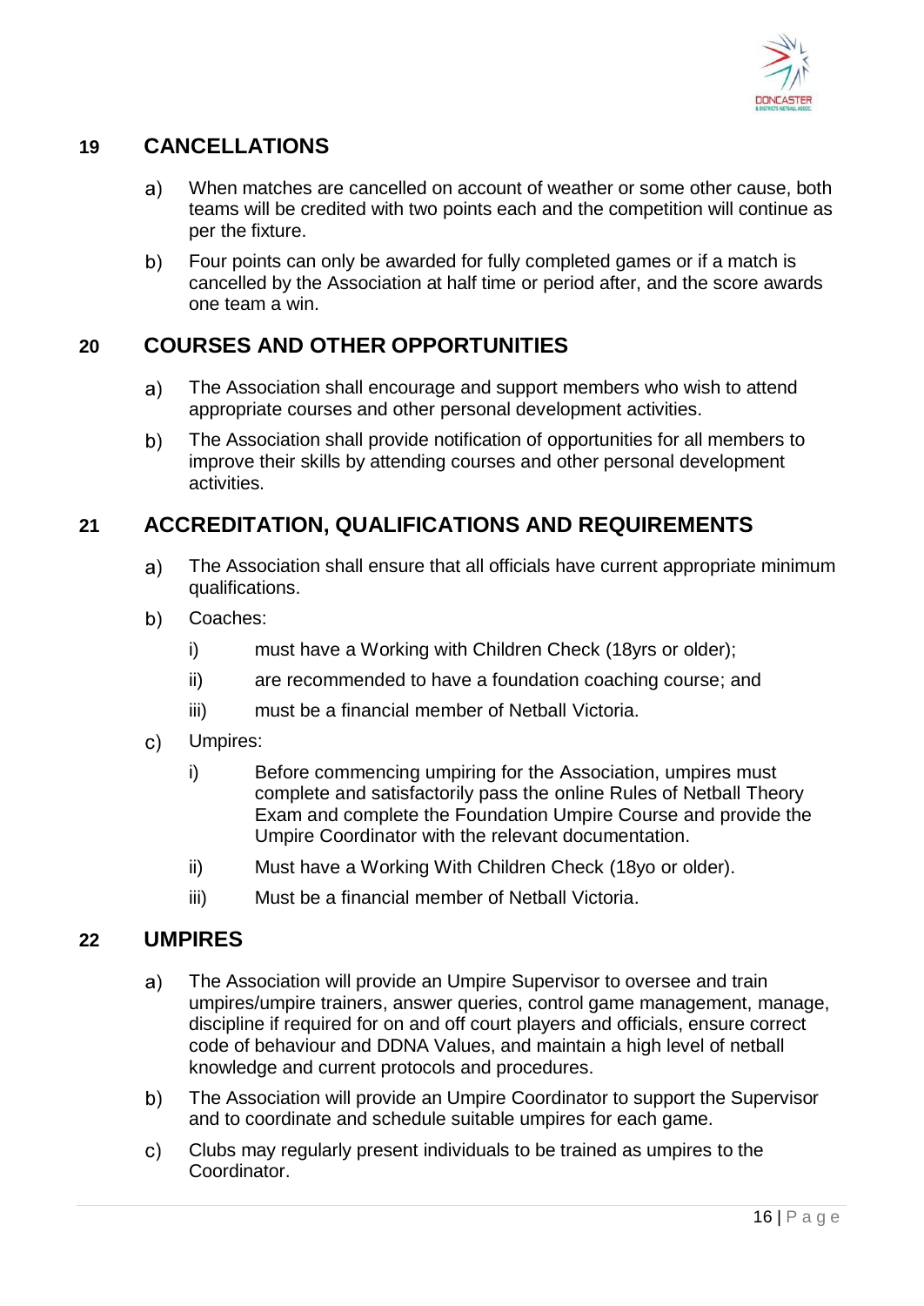## 19 CANCELLATIONS

a) When matches are cancelled on account of weather or some other cause, both teams will be credited with two points each and the competition will continue as per the fixture.

b) Four points can only be awarded for fully completed games or if a match is cancelled by the Association at half time or period after, and the score awards one team a win.

## 20 COURSES AND OTHER OPPORTUNITIES

a) The Association shall encourage and support members who wish to attend appropriate courses and other personal development activities.

b) The Association shall provide notification of opportunities for all members to improve their skills by attending courses and other personal development activities.

## 21 ACCREDITATION, QUALIFICATIONS AND REQUIREMENTS

a) The Association shall ensure that all officials have current appropriate minimum qualifications.

b) Coaches:

   i) must have a Working with Children Check (18yrs or older);

   ii) are recommended to have a foundation coaching course; and

   iii) must be a financial member of Netball Victoria.

c) Umpires:

   i) Before commencing umpiring for the Association, umpires must complete and satisfactorily pass the online Rules of Netball Theory Exam and complete the Foundation Umpire Course and provide the Umpire Coordinator with the relevant documentation.

   ii) Must have a Working With Children Check (18yo or older).

   iii) Must be a financial member of Netball Victoria.

## 22 UMPIRES

a) The Association will provide an Umpire Supervisor to oversee and train umpires/umpire trainers, answer queries, control game management, manage, discipline if required for on and off court players and officials, ensure correct code of behaviour and DDNA Values, and maintain a high level of netball knowledge and current protocols and procedures.

b) The Association will provide an Umpire Coordinator to support the Supervisor and to coordinate and schedule suitable umpires for each game.

c) Clubs may regularly present individuals to be trained as umpires to the Coordinator.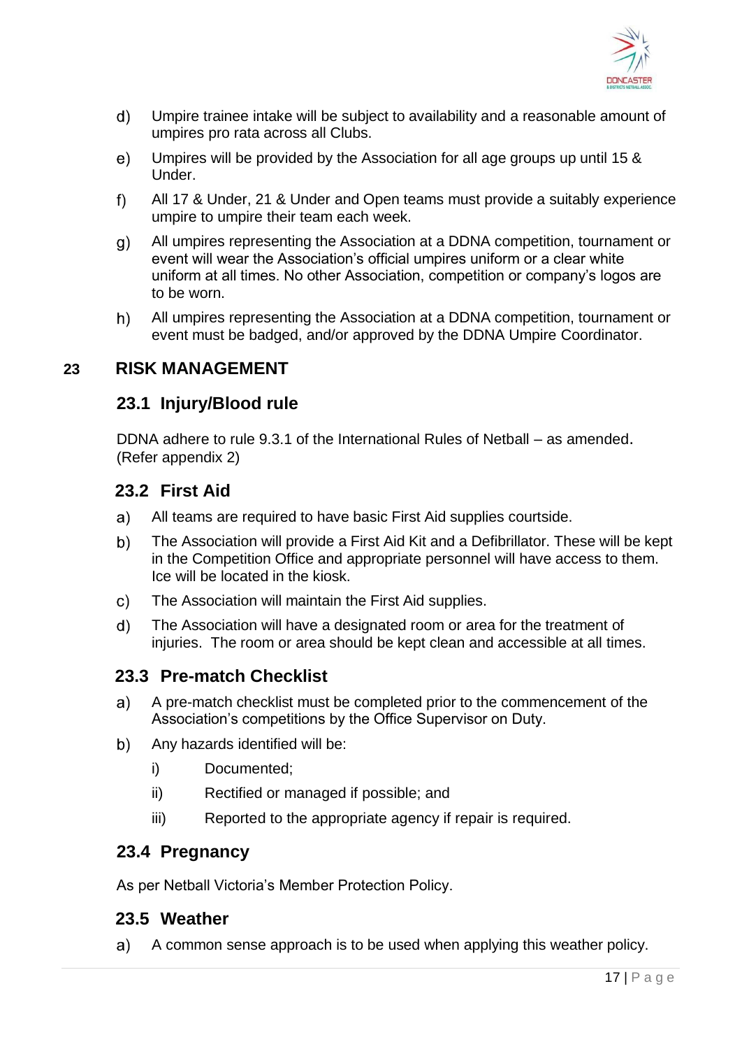d) Umpire trainee intake will be subject to availability and a reasonable amount of umpires pro rata across all Clubs.

e) Umpires will be provided by the Association for all age groups up until 15 & Under.

f) All 17 & Under, 21 & Under and Open teams must provide a suitably experience umpire to umpire their team each week.

g) All umpires representing the Association at a DDNA competition, tournament or event will wear the Association's official umpires uniform or a clear white uniform at all times. No other Association, competition or company's logos are to be worn.

h) All umpires representing the Association at a DDNA competition, tournament or event must be badged, and/or approved by the DDNA Umpire Coordinator.

# 23 RISK MANAGEMENT

## 23.1 Injury/Blood rule

DDNA adhere to rule 9.3.1 of the International Rules of Netball – as amended. (Refer appendix 2)

## 23.2 First Aid

a) All teams are required to have basic First Aid supplies courtside.

b) The Association will provide a First Aid Kit and a Defibrillator. These will be kept in the Competition Office and appropriate personnel will have access to them. Ice will be located in the kiosk.

c) The Association will maintain the First Aid supplies.

d) The Association will have a designated room or area for the treatment of injuries. The room or area should be kept clean and accessible at all times.

## 23.3 Pre-match Checklist

a) A pre-match checklist must be completed prior to the commencement of the Association's competitions by the Office Supervisor on Duty.

b) Any hazards identified will be:

   i) Documented;

   ii) Rectified or managed if possible; and

   iii) Reported to the appropriate agency if repair is required.

## 23.4 Pregnancy

As per Netball Victoria's Member Protection Policy.

## 23.5 Weather

a) A common sense approach is to be used when applying this weather policy.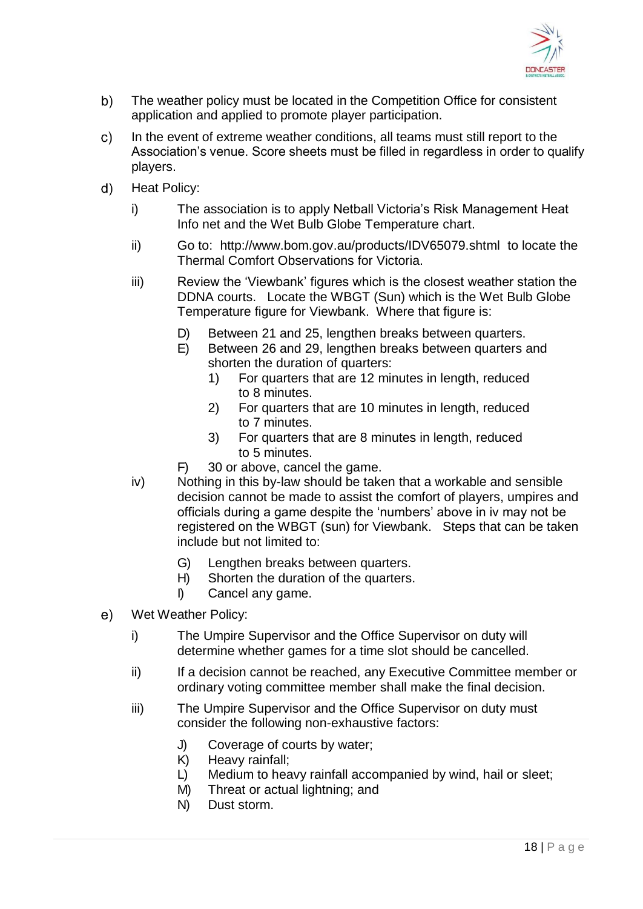b) The weather policy must be located in the Competition Office for consistent application and applied to promote player participation.

c) In the event of extreme weather conditions, all teams must still report to the Association's venue. Score sheets must be filled in regardless in order to qualify players.

d) Heat Policy:

   i) The association is to apply Netball Victoria's Risk Management Heat Info net and the Wet Bulb Globe Temperature chart.

   ii) Go to: http://www.bom.gov.au/products/IDV65079.shtml to locate the Thermal Comfort Observations for Victoria.

   iii) Review the 'Viewbank' figures which is the closest weather station the DDNA courts. Locate the WBGT (Sun) which is the Wet Bulb Globe Temperature figure for Viewbank. Where that figure is:

      D) Between 21 and 25, lengthen breaks between quarters.
      E) Between 26 and 29, lengthen breaks between quarters and shorten the duration of quarters:
         1) For quarters that are 12 minutes in length, reduced to 8 minutes.
         2) For quarters that are 10 minutes in length, reduced to 7 minutes.
         3) For quarters that are 8 minutes in length, reduced to 5 minutes.
      F) 30 or above, cancel the game.

   iv) Nothing in this by-law should be taken that a workable and sensible decision cannot be made to assist the comfort of players, umpires and officials during a game despite the 'numbers' above in iv may not be registered on the WBGT (sun) for Viewbank. Steps that can be taken include but not limited to:

      G) Lengthen breaks between quarters.
      H) Shorten the duration of the quarters.
      I) Cancel any game.

e) Wet Weather Policy:

   i) The Umpire Supervisor and the Office Supervisor on duty will determine whether games for a time slot should be cancelled.

   ii) If a decision cannot be reached, any Executive Committee member or ordinary voting committee member shall make the final decision.

   iii) The Umpire Supervisor and the Office Supervisor on duty must consider the following non-exhaustive factors:

      J) Coverage of courts by water;
      K) Heavy rainfall;
      L) Medium to heavy rainfall accompanied by wind, hail or sleet;
      M) Threat or actual lightning; and
      N) Dust storm.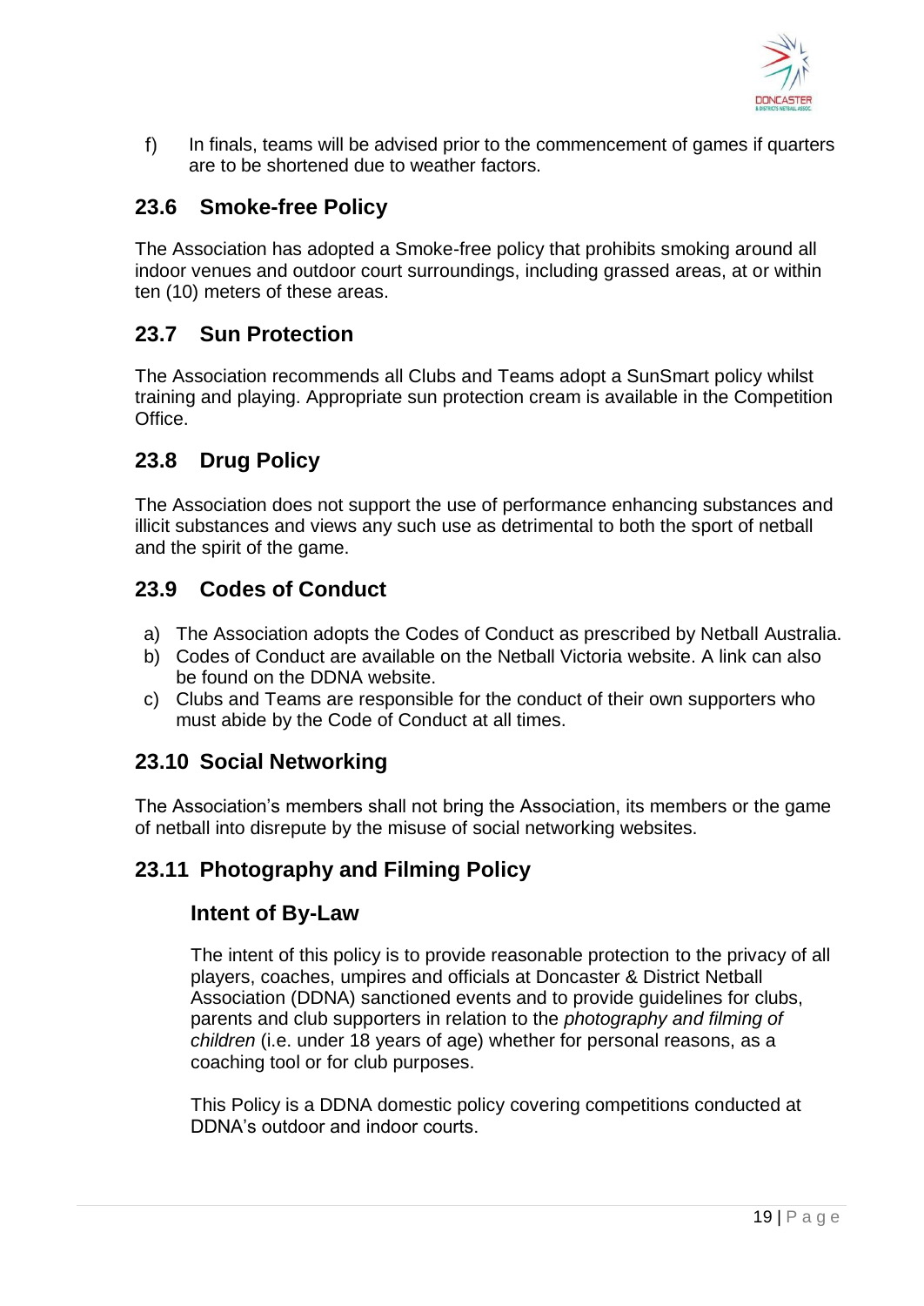f) In finals, teams will be advised prior to the commencement of games if quarters are to be shortened due to weather factors.

## 23.6 Smoke-free Policy

The Association has adopted a Smoke-free policy that prohibits smoking around all indoor venues and outdoor court surroundings, including grassed areas, at or within ten (10) meters of these areas.

## 23.7 Sun Protection

The Association recommends all Clubs and Teams adopt a SunSmart policy whilst training and playing. Appropriate sun protection cream is available in the Competition Office.

## 23.8 Drug Policy

The Association does not support the use of performance enhancing substances and illicit substances and views any such use as detrimental to both the sport of netball and the spirit of the game.

## 23.9 Codes of Conduct

a) The Association adopts the Codes of Conduct as prescribed by Netball Australia.
b) Codes of Conduct are available on the Netball Victoria website. A link can also be found on the DDNA website.
c) Clubs and Teams are responsible for the conduct of their own supporters who must abide by the Code of Conduct at all times.

## 23.10 Social Networking

The Association's members shall not bring the Association, its members or the game of netball into disrepute by the misuse of social networking websites.

## 23.11 Photography and Filming Policy

### Intent of By-Law

The intent of this policy is to provide reasonable protection to the privacy of all players, coaches, umpires and officials at Doncaster & District Netball Association (DDNA) sanctioned events and to provide guidelines for clubs, parents and club supporters in relation to the *photography and filming of children* (i.e. under 18 years of age) whether for personal reasons, as a coaching tool or for club purposes.

This Policy is a DDNA domestic policy covering competitions conducted at DDNA's outdoor and indoor courts.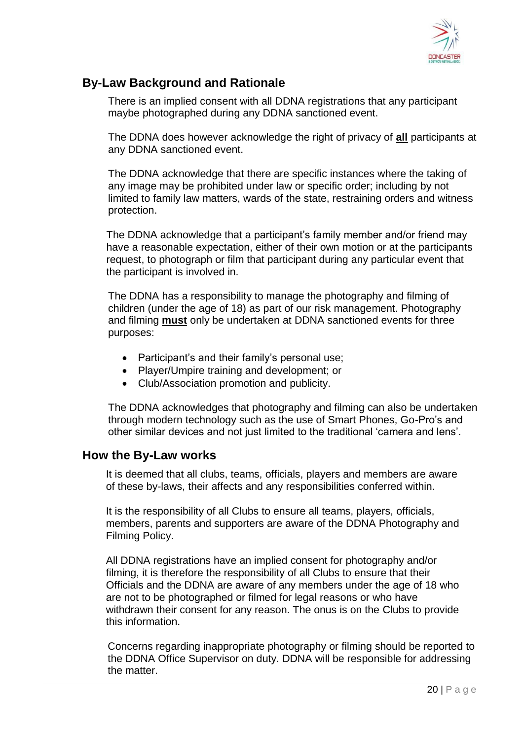## By-Law Background and Rationale

There is an implied consent with all DDNA registrations that any participant maybe photographed during any DDNA sanctioned event.

The DDNA does however acknowledge the right of privacy of **all** participants at any DDNA sanctioned event.

The DDNA acknowledge that there are specific instances where the taking of any image may be prohibited under law or specific order; including by not limited to family law matters, wards of the state, restraining orders and witness protection.

The DDNA acknowledge that a participant's family member and/or friend may have a reasonable expectation, either of their own motion or at the participants request, to photograph or film that participant during any particular event that the participant is involved in.

The DDNA has a responsibility to manage the photography and filming of children (under the age of 18) as part of our risk management. Photography and filming **must** only be undertaken at DDNA sanctioned events for three purposes:

- Participant's and their family's personal use;
- Player/Umpire training and development; or
- Club/Association promotion and publicity.

The DDNA acknowledges that photography and filming can also be undertaken through modern technology such as the use of Smart Phones, Go-Pro's and other similar devices and not just limited to the traditional 'camera and lens'.

## How the By-Law works

It is deemed that all clubs, teams, officials, players and members are aware of these by-laws, their affects and any responsibilities conferred within.

It is the responsibility of all Clubs to ensure all teams, players, officials, members, parents and supporters are aware of the DDNA Photography and Filming Policy.

All DDNA registrations have an implied consent for photography and/or filming, it is therefore the responsibility of all Clubs to ensure that their Officials and the DDNA are aware of any members under the age of 18 who are not to be photographed or filmed for legal reasons or who have withdrawn their consent for any reason. The onus is on the Clubs to provide this information.

Concerns regarding inappropriate photography or filming should be reported to the DDNA Office Supervisor on duty. DDNA will be responsible for addressing the matter.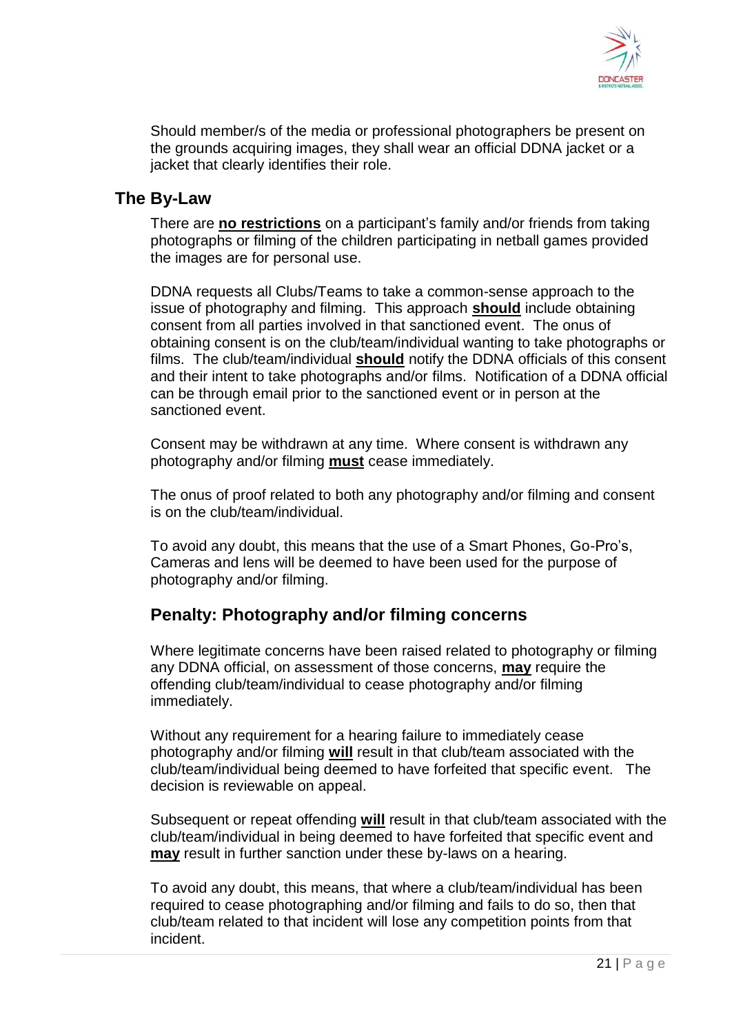Should member/s of the media or professional photographers be present on the grounds acquiring images, they shall wear an official DDNA jacket or a jacket that clearly identifies their role.

## The By-Law

There are **no restrictions** on a participant's family and/or friends from taking photographs or filming of the children participating in netball games provided the images are for personal use.

DDNA requests all Clubs/Teams to take a common-sense approach to the issue of photography and filming. This approach **should** include obtaining consent from all parties involved in that sanctioned event. The onus of obtaining consent is on the club/team/individual wanting to take photographs or films. The club/team/individual **should** notify the DDNA officials of this consent and their intent to take photographs and/or films. Notification of a DDNA official can be through email prior to the sanctioned event or in person at the sanctioned event.

Consent may be withdrawn at any time. Where consent is withdrawn any photography and/or filming **must** cease immediately.

The onus of proof related to both any photography and/or filming and consent is on the club/team/individual.

To avoid any doubt, this means that the use of a Smart Phones, Go-Pro's, Cameras and lens will be deemed to have been used for the purpose of photography and/or filming.

### Penalty: Photography and/or filming concerns

Where legitimate concerns have been raised related to photography or filming any DDNA official, on assessment of those concerns, **may** require the offending club/team/individual to cease photography and/or filming immediately.

Without any requirement for a hearing failure to immediately cease photography and/or filming **will** result in that club/team associated with the club/team/individual being deemed to have forfeited that specific event. The decision is reviewable on appeal.

Subsequent or repeat offending **will** result in that club/team associated with the club/team/individual in being deemed to have forfeited that specific event and **may** result in further sanction under these by-laws on a hearing.

To avoid any doubt, this means, that where a club/team/individual has been required to cease photographing and/or filming and fails to do so, then that club/team related to that incident will lose any competition points from that incident.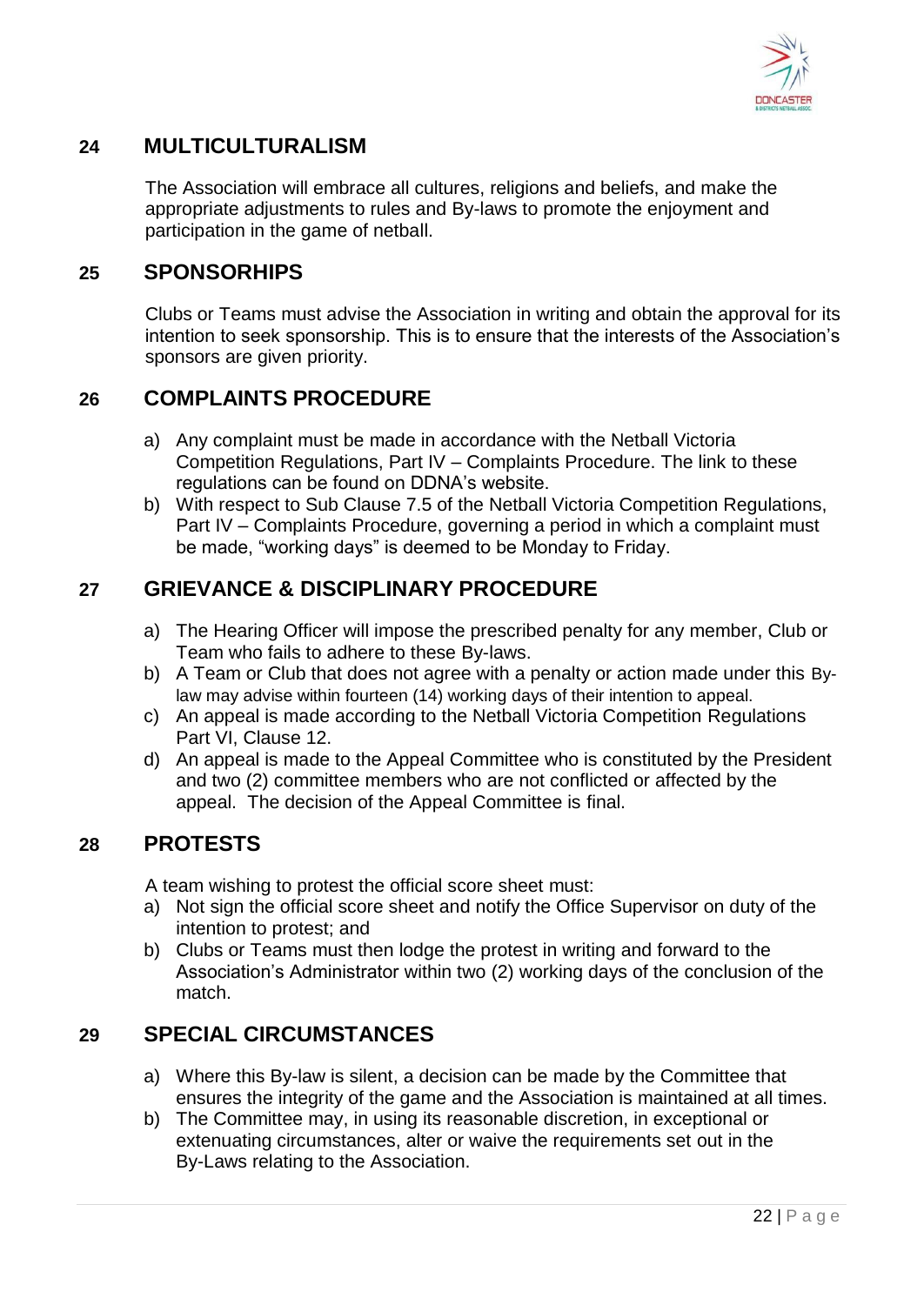## 24 MULTICULTURALISM

The Association will embrace all cultures, religions and beliefs, and make the appropriate adjustments to rules and By-laws to promote the enjoyment and participation in the game of netball.

## 25 SPONSORHIPS

Clubs or Teams must advise the Association in writing and obtain the approval for its intention to seek sponsorship. This is to ensure that the interests of the Association's sponsors are given priority.

## 26 COMPLAINTS PROCEDURE

a) Any complaint must be made in accordance with the Netball Victoria Competition Regulations, Part IV – Complaints Procedure. The link to these regulations can be found on DDNA's website.
b) With respect to Sub Clause 7.5 of the Netball Victoria Competition Regulations, Part IV – Complaints Procedure, governing a period in which a complaint must be made, "working days" is deemed to be Monday to Friday.

## 27 GRIEVANCE & DISCIPLINARY PROCEDURE

a) The Hearing Officer will impose the prescribed penalty for any member, Club or Team who fails to adhere to these By-laws.
b) A Team or Club that does not agree with a penalty or action made under this By-law may advise within fourteen (14) working days of their intention to appeal.
c) An appeal is made according to the Netball Victoria Competition Regulations Part VI, Clause 12.
d) An appeal is made to the Appeal Committee who is constituted by the President and two (2) committee members who are not conflicted or affected by the appeal. The decision of the Appeal Committee is final.

## 28 PROTESTS

A team wishing to protest the official score sheet must:

a) Not sign the official score sheet and notify the Office Supervisor on duty of the intention to protest; and
b) Clubs or Teams must then lodge the protest in writing and forward to the Association's Administrator within two (2) working days of the conclusion of the match.

## 29 SPECIAL CIRCUMSTANCES

a) Where this By-law is silent, a decision can be made by the Committee that ensures the integrity of the game and the Association is maintained at all times.
b) The Committee may, in using its reasonable discretion, in exceptional or extenuating circumstances, alter or waive the requirements set out in the By-Laws relating to the Association.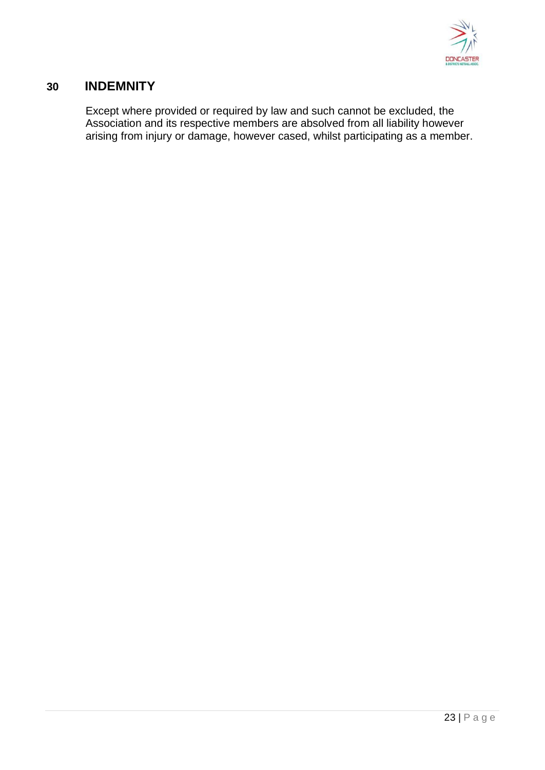## 30 INDEMNITY

Except where provided or required by law and such cannot be excluded, the Association and its respective members are absolved from all liability however arising from injury or damage, however cased, whilst participating as a member.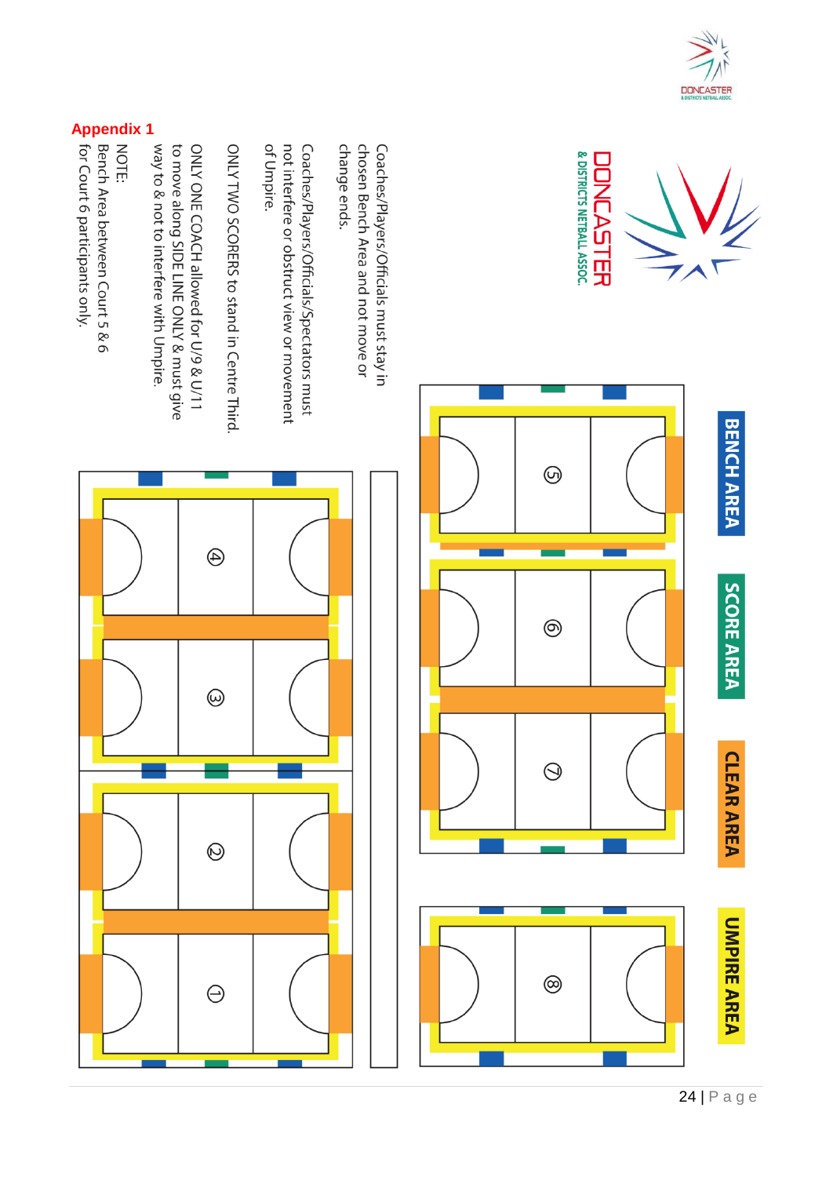## Appendix 1

Coaches/Players/Officials must stay in chosen Bench Area and not move or change ends.

Coaches/Players/Officials/Spectators must not interfere or obstruct view or movement of Umpire.

ONLY TWO SCORERS to stand in Centre Third.

ONLY ONE COACH allowed for U/9 & U/11 to move along SIDE LINE ONLY & must give way to & not to interfere with Umpire.

NOTE:
Bench Area between Court 5 & 6 for Court 6 participants only.

BENCH AREA

SCORE AREA

CLEAR AREA

UMPIRE AREA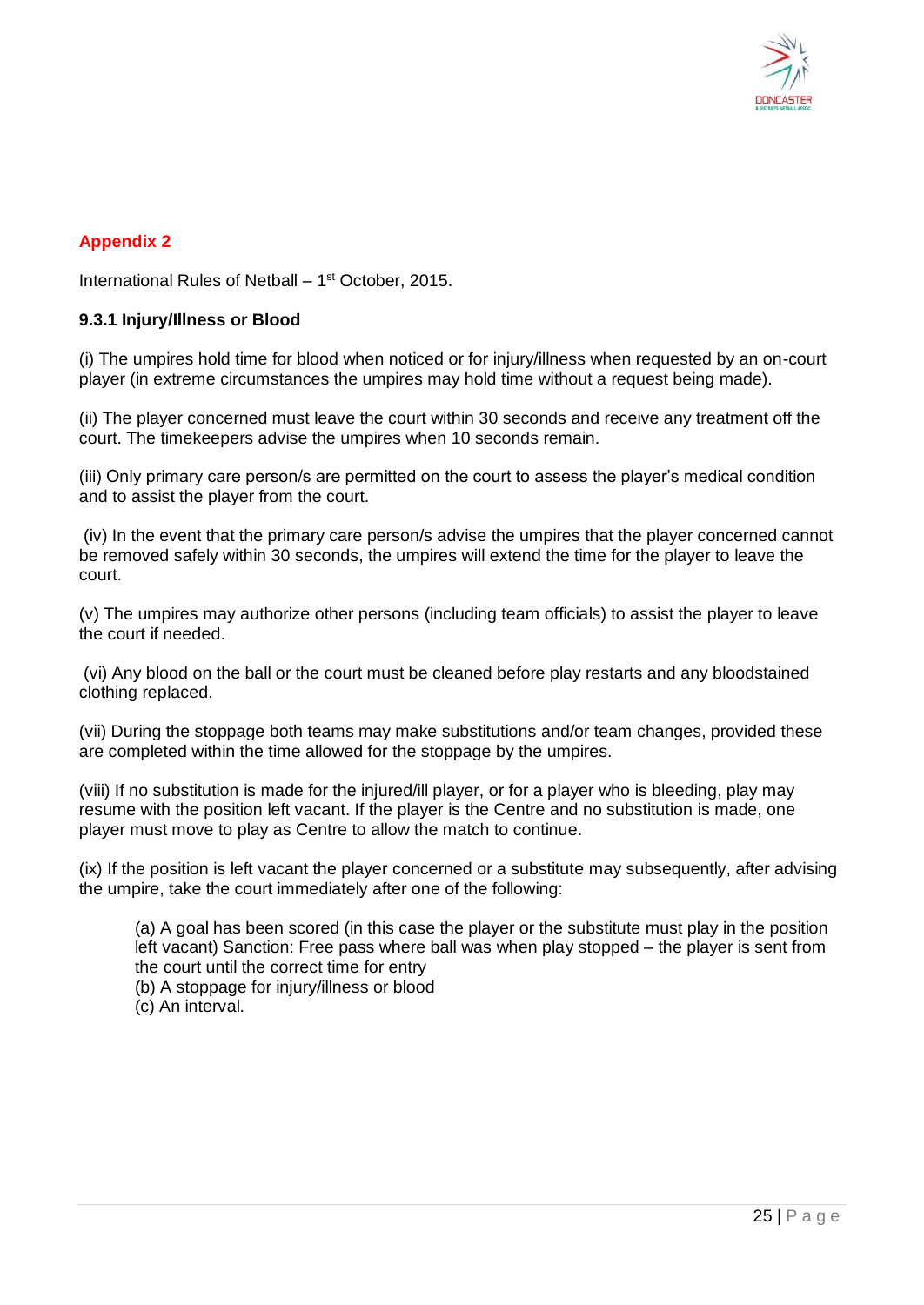## Appendix 2

International Rules of Netball – 1st October, 2015.

### 9.3.1 Injury/Illness or Blood

(i) The umpires hold time for blood when noticed or for injury/illness when requested by an on-court player (in extreme circumstances the umpires may hold time without a request being made).

(ii) The player concerned must leave the court within 30 seconds and receive any treatment off the court. The timekeepers advise the umpires when 10 seconds remain.

(iii) Only primary care person/s are permitted on the court to assess the player's medical condition and to assist the player from the court.

(iv) In the event that the primary care person/s advise the umpires that the player concerned cannot be removed safely within 30 seconds, the umpires will extend the time for the player to leave the court.

(v) The umpires may authorize other persons (including team officials) to assist the player to leave the court if needed.

(vi) Any blood on the ball or the court must be cleaned before play restarts and any bloodstained clothing replaced.

(vii) During the stoppage both teams may make substitutions and/or team changes, provided these are completed within the time allowed for the stoppage by the umpires.

(viii) If no substitution is made for the injured/ill player, or for a player who is bleeding, play may resume with the position left vacant. If the player is the Centre and no substitution is made, one player must move to play as Centre to allow the match to continue.

(ix) If the position is left vacant the player concerned or a substitute may subsequently, after advising the umpire, take the court immediately after one of the following:

> (a) A goal has been scored (in this case the player or the substitute must play in the position left vacant) Sanction: Free pass where ball was when play stopped – the player is sent from the court until the correct time for entry
> (b) A stoppage for injury/illness or blood
> (c) An interval.